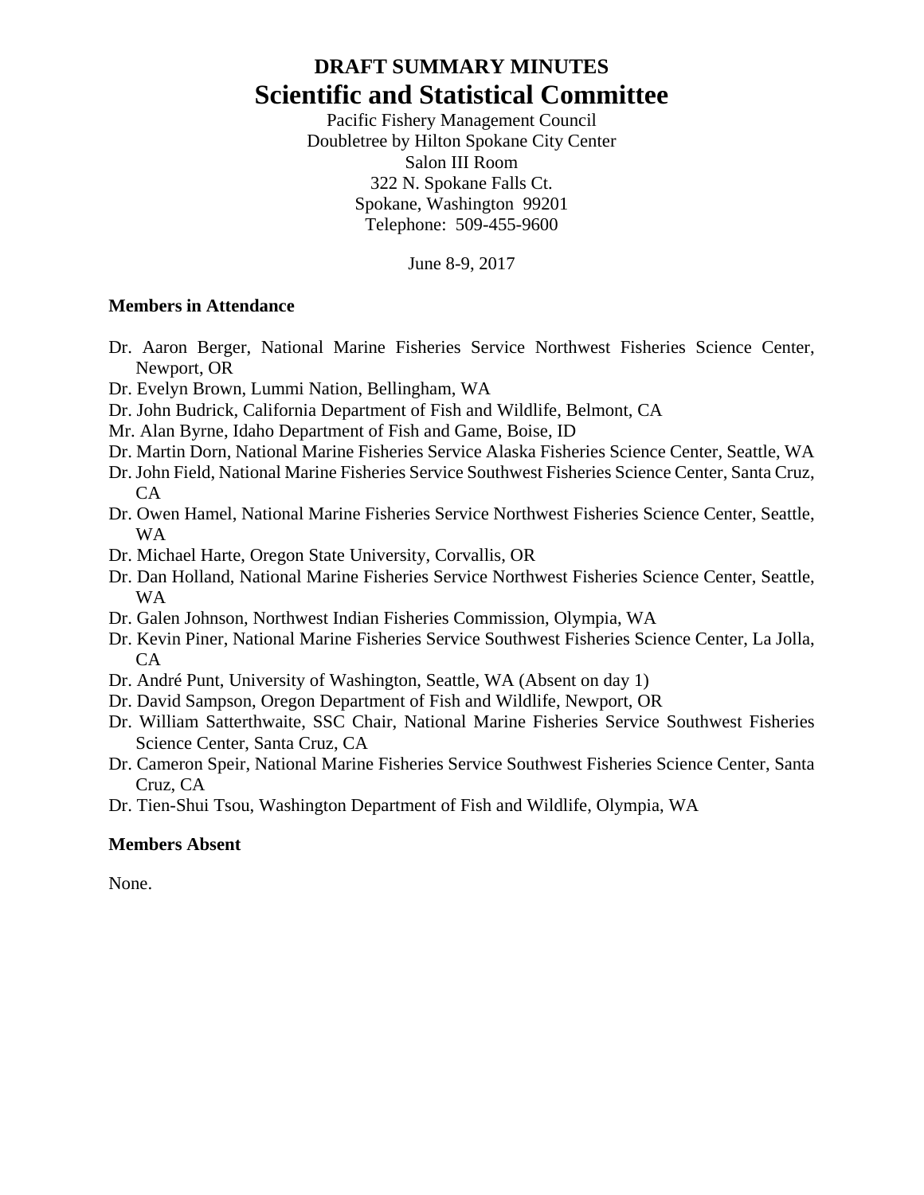# DRAFT SUMMARY MINUTES

# Scientific and Statistical Committee

Pacific Fishery Management Council
Doubletree by Hilton Spokane City Center
Salon III Room
322 N. Spokane Falls Ct.
Spokane, Washington 99201
Telephone: 509-455-9600

June 8-9, 2017

**Members in Attendance**

- Dr. Aaron Berger, National Marine Fisheries Service Northwest Fisheries Science Center, Newport, OR
- Dr. Evelyn Brown, Lummi Nation, Bellingham, WA
- Dr. John Budrick, California Department of Fish and Wildlife, Belmont, CA
- Mr. Alan Byrne, Idaho Department of Fish and Game, Boise, ID
- Dr. Martin Dorn, National Marine Fisheries Service Alaska Fisheries Science Center, Seattle, WA
- Dr. John Field, National Marine Fisheries Service Southwest Fisheries Science Center, Santa Cruz, CA
- Dr. Owen Hamel, National Marine Fisheries Service Northwest Fisheries Science Center, Seattle, WA
- Dr. Michael Harte, Oregon State University, Corvallis, OR
- Dr. Dan Holland, National Marine Fisheries Service Northwest Fisheries Science Center, Seattle, WA
- Dr. Galen Johnson, Northwest Indian Fisheries Commission, Olympia, WA
- Dr. Kevin Piner, National Marine Fisheries Service Southwest Fisheries Science Center, La Jolla, CA
- Dr. André Punt, University of Washington, Seattle, WA (Absent on day 1)
- Dr. David Sampson, Oregon Department of Fish and Wildlife, Newport, OR
- Dr. William Satterthwaite, SSC Chair, National Marine Fisheries Service Southwest Fisheries Science Center, Santa Cruz, CA
- Dr. Cameron Speir, National Marine Fisheries Service Southwest Fisheries Science Center, Santa Cruz, CA
- Dr. Tien-Shui Tsou, Washington Department of Fish and Wildlife, Olympia, WA

**Members Absent**

None.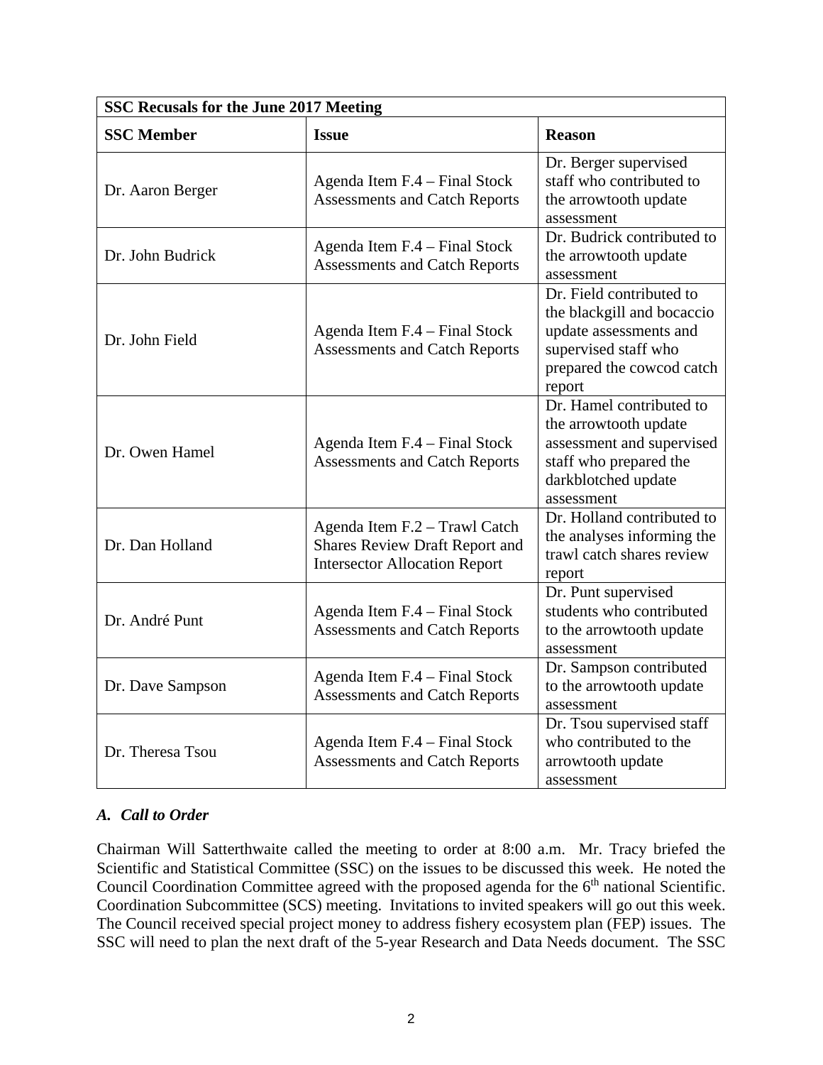| SSC Recusals for the June 2017 Meeting | | |
|---|---|---|
| **SSC Member** | **Issue** | **Reason** |
| Dr. Aaron Berger | Agenda Item F.4 – Final Stock Assessments and Catch Reports | Dr. Berger supervised staff who contributed to the arrowtooth update assessment |
| Dr. John Budrick | Agenda Item F.4 – Final Stock Assessments and Catch Reports | Dr. Budrick contributed to the arrowtooth update assessment |
| Dr. John Field | Agenda Item F.4 – Final Stock Assessments and Catch Reports | Dr. Field contributed to the blackgill and bocaccio update assessments and supervised staff who prepared the cowcod catch report |
| Dr. Owen Hamel | Agenda Item F.4 – Final Stock Assessments and Catch Reports | Dr. Hamel contributed to the arrowtooth update assessment and supervised staff who prepared the darkblotched update assessment |
| Dr. Dan Holland | Agenda Item F.2 – Trawl Catch Shares Review Draft Report and Intersector Allocation Report | Dr. Holland contributed to the analyses informing the trawl catch shares review report |
| Dr. André Punt | Agenda Item F.4 – Final Stock Assessments and Catch Reports | Dr. Punt supervised students who contributed to the arrowtooth update assessment |
| Dr. Dave Sampson | Agenda Item F.4 – Final Stock Assessments and Catch Reports | Dr. Sampson contributed to the arrowtooth update assessment |
| Dr. Theresa Tsou | Agenda Item F.4 – Final Stock Assessments and Catch Reports | Dr. Tsou supervised staff who contributed to the arrowtooth update assessment |

### *A. Call to Order*

Chairman Will Satterthwaite called the meeting to order at 8:00 a.m. Mr. Tracy briefed the Scientific and Statistical Committee (SSC) on the issues to be discussed this week. He noted the Council Coordination Committee agreed with the proposed agenda for the 6th national Scientific. Coordination Subcommittee (SCS) meeting. Invitations to invited speakers will go out this week. The Council received special project money to address fishery ecosystem plan (FEP) issues. The SSC will need to plan the next draft of the 5-year Research and Data Needs document. The SSC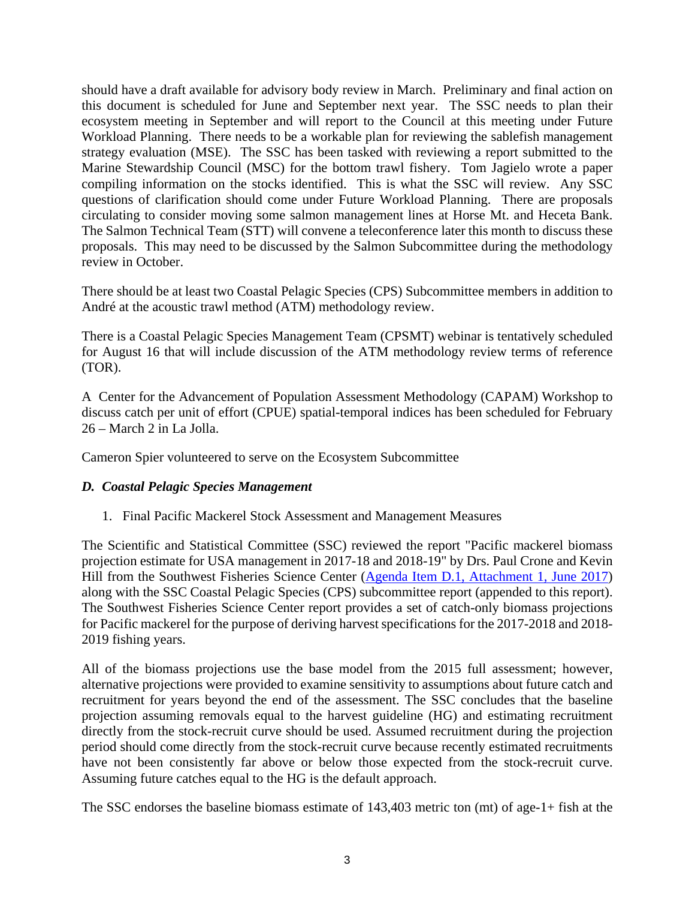should have a draft available for advisory body review in March. Preliminary and final action on this document is scheduled for June and September next year. The SSC needs to plan their ecosystem meeting in September and will report to the Council at this meeting under Future Workload Planning. There needs to be a workable plan for reviewing the sablefish management strategy evaluation (MSE). The SSC has been tasked with reviewing a report submitted to the Marine Stewardship Council (MSC) for the bottom trawl fishery. Tom Jagielo wrote a paper compiling information on the stocks identified. This is what the SSC will review. Any SSC questions of clarification should come under Future Workload Planning. There are proposals circulating to consider moving some salmon management lines at Horse Mt. and Heceta Bank. The Salmon Technical Team (STT) will convene a teleconference later this month to discuss these proposals. This may need to be discussed by the Salmon Subcommittee during the methodology review in October.

There should be at least two Coastal Pelagic Species (CPS) Subcommittee members in addition to André at the acoustic trawl method (ATM) methodology review.

There is a Coastal Pelagic Species Management Team (CPSMT) webinar is tentatively scheduled for August 16 that will include discussion of the ATM methodology review terms of reference (TOR).

A Center for the Advancement of Population Assessment Methodology (CAPAM) Workshop to discuss catch per unit of effort (CPUE) spatial-temporal indices has been scheduled for February 26 – March 2 in La Jolla.

Cameron Spier volunteered to serve on the Ecosystem Subcommittee

### *D. Coastal Pelagic Species Management*

1. Final Pacific Mackerel Stock Assessment and Management Measures

The Scientific and Statistical Committee (SSC) reviewed the report "Pacific mackerel biomass projection estimate for USA management in 2017-18 and 2018-19" by Drs. Paul Crone and Kevin Hill from the Southwest Fisheries Science Center (Agenda Item D.1, Attachment 1, June 2017) along with the SSC Coastal Pelagic Species (CPS) subcommittee report (appended to this report). The Southwest Fisheries Science Center report provides a set of catch-only biomass projections for Pacific mackerel for the purpose of deriving harvest specifications for the 2017-2018 and 2018-2019 fishing years.

All of the biomass projections use the base model from the 2015 full assessment; however, alternative projections were provided to examine sensitivity to assumptions about future catch and recruitment for years beyond the end of the assessment. The SSC concludes that the baseline projection assuming removals equal to the harvest guideline (HG) and estimating recruitment directly from the stock-recruit curve should be used. Assumed recruitment during the projection period should come directly from the stock-recruit curve because recently estimated recruitments have not been consistently far above or below those expected from the stock-recruit curve. Assuming future catches equal to the HG is the default approach.

The SSC endorses the baseline biomass estimate of 143,403 metric ton (mt) of age-1+ fish at the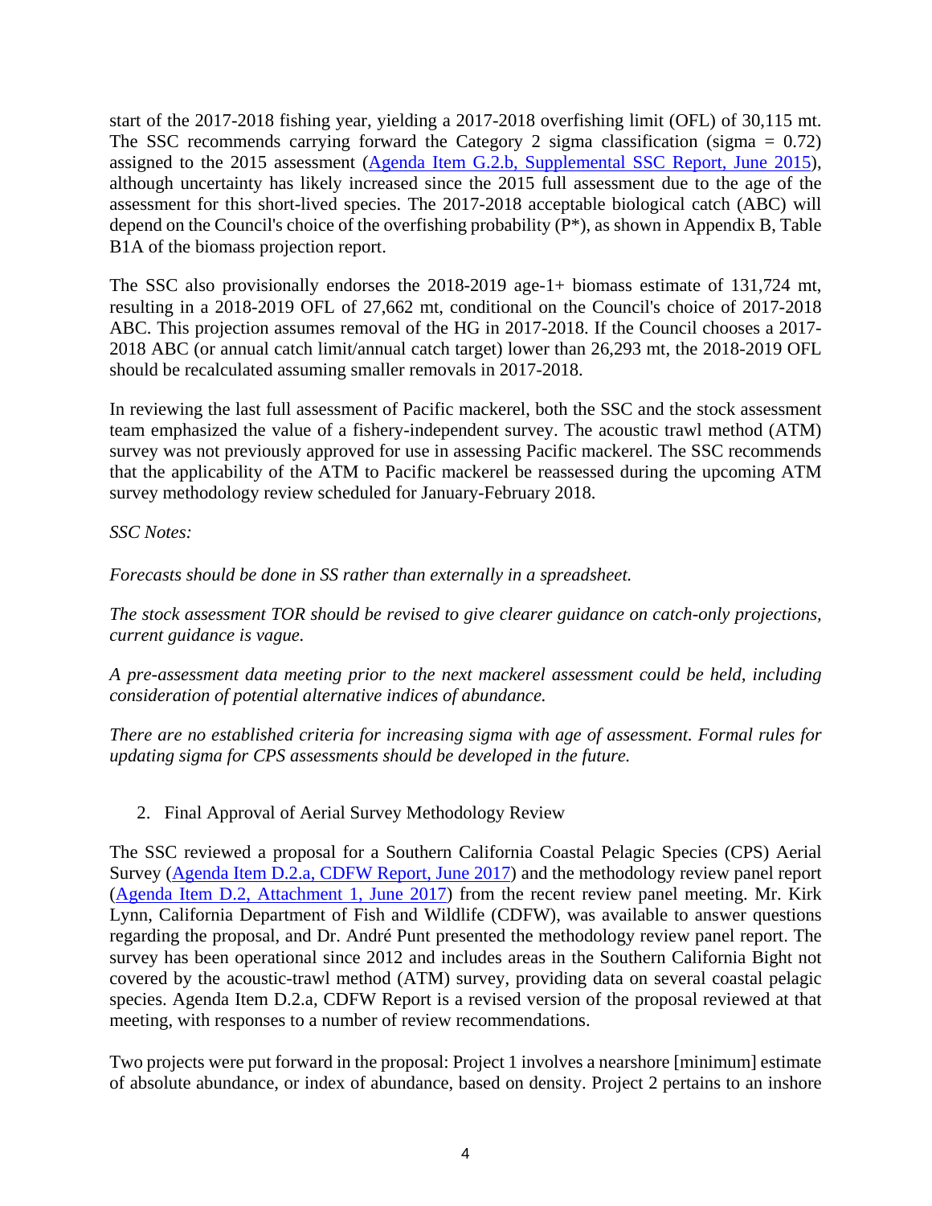start of the 2017-2018 fishing year, yielding a 2017-2018 overfishing limit (OFL) of 30,115 mt. The SSC recommends carrying forward the Category 2 sigma classification (sigma = 0.72) assigned to the 2015 assessment (Agenda Item G.2.b, Supplemental SSC Report, June 2015), although uncertainty has likely increased since the 2015 full assessment due to the age of the assessment for this short-lived species. The 2017-2018 acceptable biological catch (ABC) will depend on the Council's choice of the overfishing probability (P*), as shown in Appendix B, Table B1A of the biomass projection report.

The SSC also provisionally endorses the 2018-2019 age-1+ biomass estimate of 131,724 mt, resulting in a 2018-2019 OFL of 27,662 mt, conditional on the Council's choice of 2017-2018 ABC. This projection assumes removal of the HG in 2017-2018. If the Council chooses a 2017-2018 ABC (or annual catch limit/annual catch target) lower than 26,293 mt, the 2018-2019 OFL should be recalculated assuming smaller removals in 2017-2018.

In reviewing the last full assessment of Pacific mackerel, both the SSC and the stock assessment team emphasized the value of a fishery-independent survey. The acoustic trawl method (ATM) survey was not previously approved for use in assessing Pacific mackerel. The SSC recommends that the applicability of the ATM to Pacific mackerel be reassessed during the upcoming ATM survey methodology review scheduled for January-February 2018.

*SSC Notes:*

*Forecasts should be done in SS rather than externally in a spreadsheet.*

*The stock assessment TOR should be revised to give clearer guidance on catch-only projections, current guidance is vague.*

*A pre-assessment data meeting prior to the next mackerel assessment could be held, including consideration of potential alternative indices of abundance.*

*There are no established criteria for increasing sigma with age of assessment. Formal rules for updating sigma for CPS assessments should be developed in the future.*

2. Final Approval of Aerial Survey Methodology Review

The SSC reviewed a proposal for a Southern California Coastal Pelagic Species (CPS) Aerial Survey (Agenda Item D.2.a, CDFW Report, June 2017) and the methodology review panel report (Agenda Item D.2, Attachment 1, June 2017) from the recent review panel meeting. Mr. Kirk Lynn, California Department of Fish and Wildlife (CDFW), was available to answer questions regarding the proposal, and Dr. André Punt presented the methodology review panel report. The survey has been operational since 2012 and includes areas in the Southern California Bight not covered by the acoustic-trawl method (ATM) survey, providing data on several coastal pelagic species. Agenda Item D.2.a, CDFW Report is a revised version of the proposal reviewed at that meeting, with responses to a number of review recommendations.

Two projects were put forward in the proposal: Project 1 involves a nearshore [minimum] estimate of absolute abundance, or index of abundance, based on density. Project 2 pertains to an inshore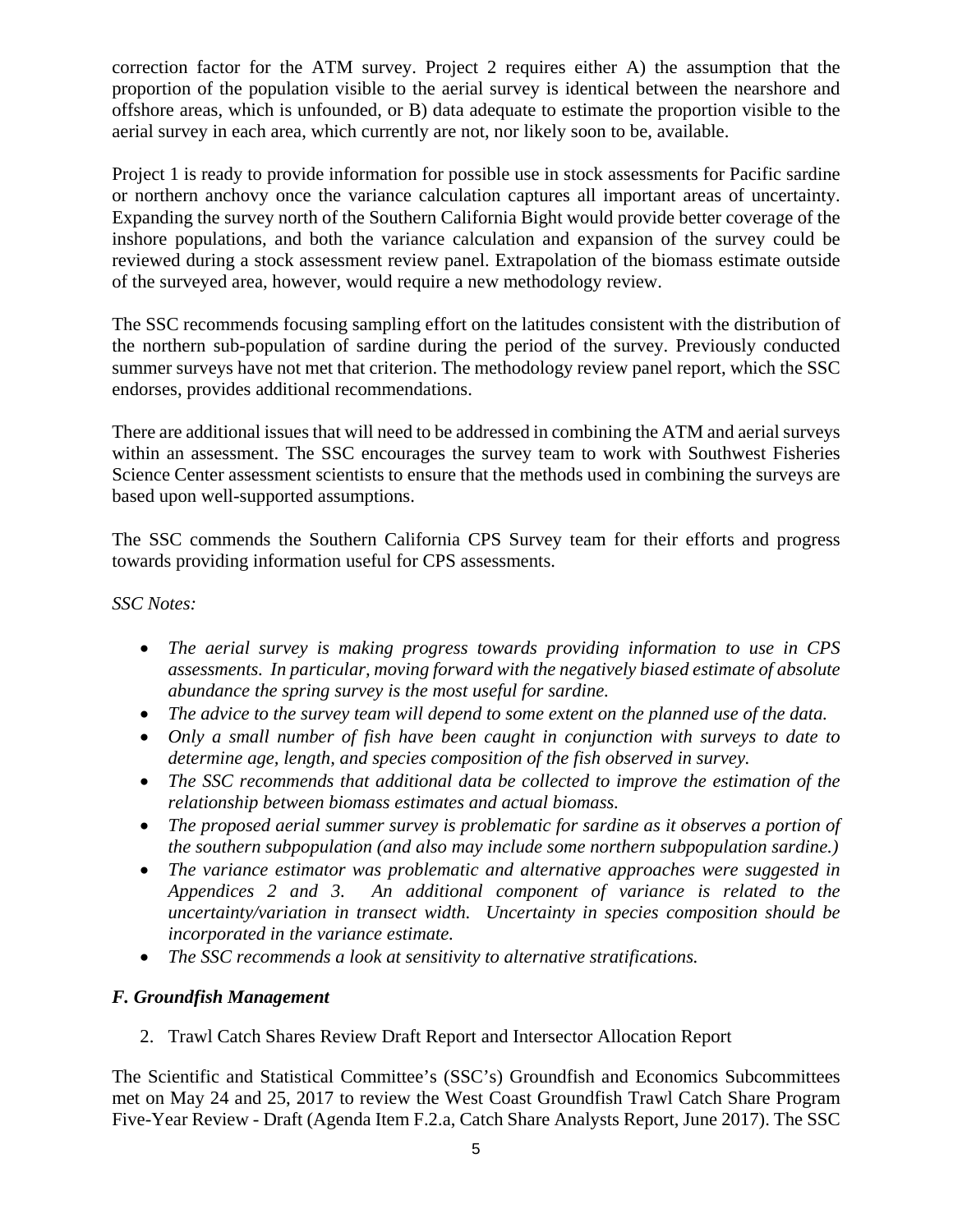correction factor for the ATM survey. Project 2 requires either A) the assumption that the proportion of the population visible to the aerial survey is identical between the nearshore and offshore areas, which is unfounded, or B) data adequate to estimate the proportion visible to the aerial survey in each area, which currently are not, nor likely soon to be, available.

Project 1 is ready to provide information for possible use in stock assessments for Pacific sardine or northern anchovy once the variance calculation captures all important areas of uncertainty. Expanding the survey north of the Southern California Bight would provide better coverage of the inshore populations, and both the variance calculation and expansion of the survey could be reviewed during a stock assessment review panel. Extrapolation of the biomass estimate outside of the surveyed area, however, would require a new methodology review.

The SSC recommends focusing sampling effort on the latitudes consistent with the distribution of the northern sub-population of sardine during the period of the survey. Previously conducted summer surveys have not met that criterion. The methodology review panel report, which the SSC endorses, provides additional recommendations.

There are additional issues that will need to be addressed in combining the ATM and aerial surveys within an assessment. The SSC encourages the survey team to work with Southwest Fisheries Science Center assessment scientists to ensure that the methods used in combining the surveys are based upon well-supported assumptions.

The SSC commends the Southern California CPS Survey team for their efforts and progress towards providing information useful for CPS assessments.

*SSC Notes:*

- *The aerial survey is making progress towards providing information to use in CPS assessments. In particular, moving forward with the negatively biased estimate of absolute abundance the spring survey is the most useful for sardine.*
- *The advice to the survey team will depend to some extent on the planned use of the data.*
- *Only a small number of fish have been caught in conjunction with surveys to date to determine age, length, and species composition of the fish observed in survey.*
- *The SSC recommends that additional data be collected to improve the estimation of the relationship between biomass estimates and actual biomass.*
- *The proposed aerial summer survey is problematic for sardine as it observes a portion of the southern subpopulation (and also may include some northern subpopulation sardine.)*
- *The variance estimator was problematic and alternative approaches were suggested in Appendices 2 and 3. An additional component of variance is related to the uncertainty/variation in transect width. Uncertainty in species composition should be incorporated in the variance estimate.*
- *The SSC recommends a look at sensitivity to alternative stratifications.*

### *F. Groundfish Management*

2. Trawl Catch Shares Review Draft Report and Intersector Allocation Report

The Scientific and Statistical Committee's (SSC's) Groundfish and Economics Subcommittees met on May 24 and 25, 2017 to review the West Coast Groundfish Trawl Catch Share Program Five-Year Review - Draft (Agenda Item F.2.a, Catch Share Analysts Report, June 2017). The SSC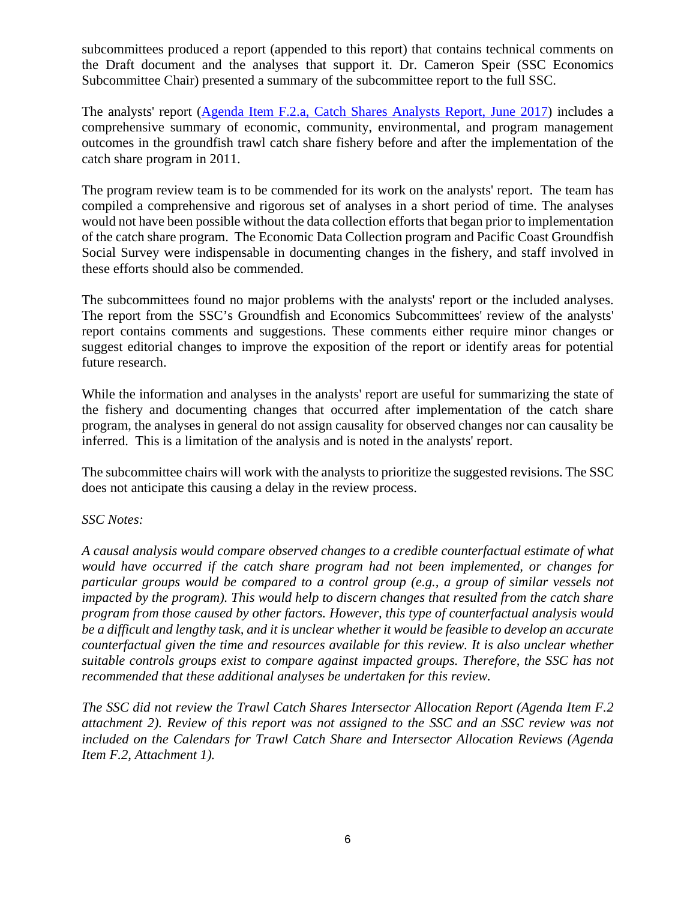subcommittees produced a report (appended to this report) that contains technical comments on the Draft document and the analyses that support it. Dr. Cameron Speir (SSC Economics Subcommittee Chair) presented a summary of the subcommittee report to the full SSC.

The analysts' report (Agenda Item F.2.a, Catch Shares Analysts Report, June 2017) includes a comprehensive summary of economic, community, environmental, and program management outcomes in the groundfish trawl catch share fishery before and after the implementation of the catch share program in 2011.

The program review team is to be commended for its work on the analysts' report. The team has compiled a comprehensive and rigorous set of analyses in a short period of time. The analyses would not have been possible without the data collection efforts that began prior to implementation of the catch share program. The Economic Data Collection program and Pacific Coast Groundfish Social Survey were indispensable in documenting changes in the fishery, and staff involved in these efforts should also be commended.

The subcommittees found no major problems with the analysts' report or the included analyses. The report from the SSC's Groundfish and Economics Subcommittees' review of the analysts' report contains comments and suggestions. These comments either require minor changes or suggest editorial changes to improve the exposition of the report or identify areas for potential future research.

While the information and analyses in the analysts' report are useful for summarizing the state of the fishery and documenting changes that occurred after implementation of the catch share program, the analyses in general do not assign causality for observed changes nor can causality be inferred. This is a limitation of the analysis and is noted in the analysts' report.

The subcommittee chairs will work with the analysts to prioritize the suggested revisions. The SSC does not anticipate this causing a delay in the review process.

*SSC Notes:*

*A causal analysis would compare observed changes to a credible counterfactual estimate of what would have occurred if the catch share program had not been implemented, or changes for particular groups would be compared to a control group (e.g., a group of similar vessels not impacted by the program). This would help to discern changes that resulted from the catch share program from those caused by other factors. However, this type of counterfactual analysis would be a difficult and lengthy task, and it is unclear whether it would be feasible to develop an accurate counterfactual given the time and resources available for this review. It is also unclear whether suitable controls groups exist to compare against impacted groups. Therefore, the SSC has not recommended that these additional analyses be undertaken for this review.*

*The SSC did not review the Trawl Catch Shares Intersector Allocation Report (Agenda Item F.2 attachment 2). Review of this report was not assigned to the SSC and an SSC review was not included on the Calendars for Trawl Catch Share and Intersector Allocation Reviews (Agenda Item F.2, Attachment 1).*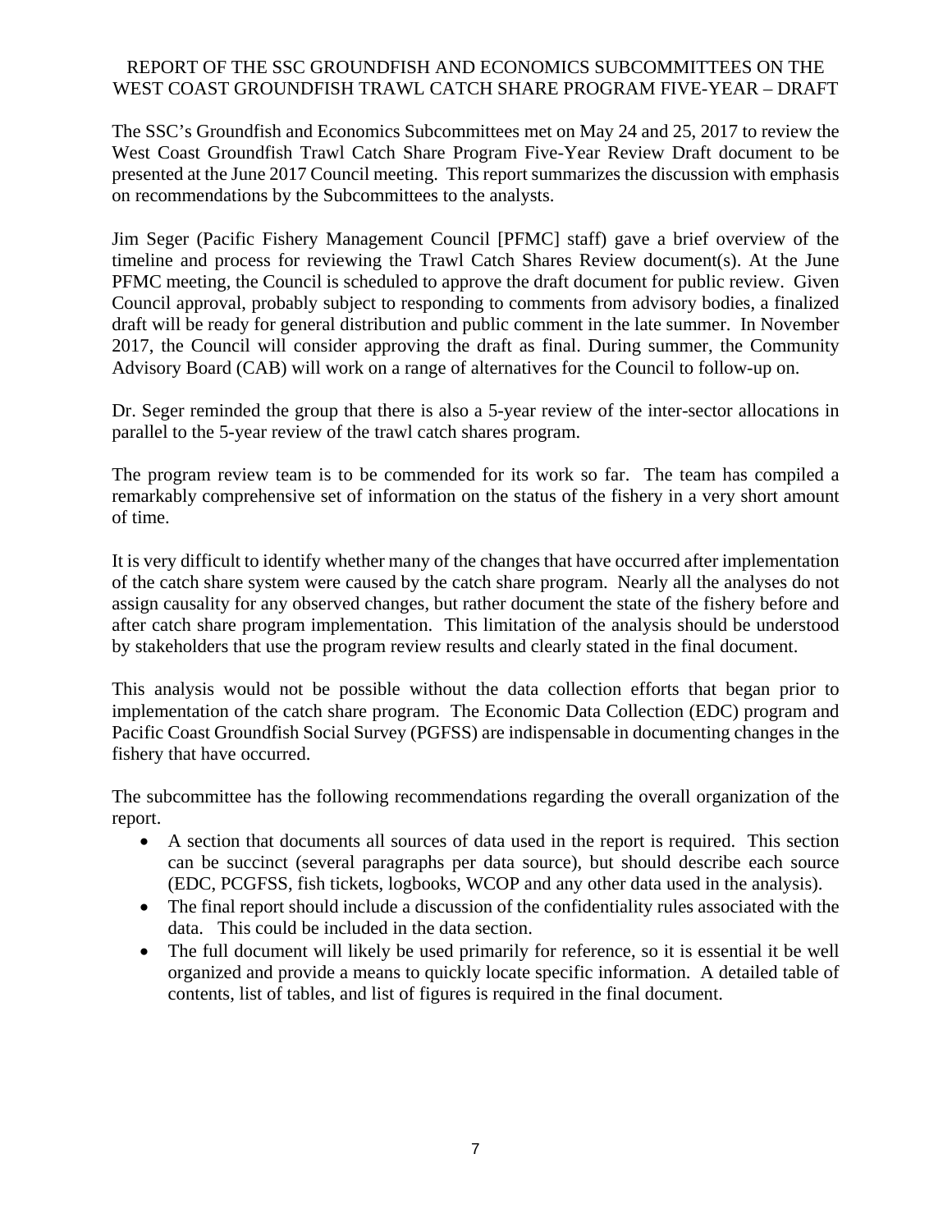# REPORT OF THE SSC GROUNDFISH AND ECONOMICS SUBCOMMITTEES ON THE WEST COAST GROUNDFISH TRAWL CATCH SHARE PROGRAM FIVE-YEAR – DRAFT

The SSC's Groundfish and Economics Subcommittees met on May 24 and 25, 2017 to review the West Coast Groundfish Trawl Catch Share Program Five-Year Review Draft document to be presented at the June 2017 Council meeting. This report summarizes the discussion with emphasis on recommendations by the Subcommittees to the analysts.

Jim Seger (Pacific Fishery Management Council [PFMC] staff) gave a brief overview of the timeline and process for reviewing the Trawl Catch Shares Review document(s). At the June PFMC meeting, the Council is scheduled to approve the draft document for public review. Given Council approval, probably subject to responding to comments from advisory bodies, a finalized draft will be ready for general distribution and public comment in the late summer. In November 2017, the Council will consider approving the draft as final. During summer, the Community Advisory Board (CAB) will work on a range of alternatives for the Council to follow-up on.

Dr. Seger reminded the group that there is also a 5-year review of the inter-sector allocations in parallel to the 5-year review of the trawl catch shares program.

The program review team is to be commended for its work so far. The team has compiled a remarkably comprehensive set of information on the status of the fishery in a very short amount of time.

It is very difficult to identify whether many of the changes that have occurred after implementation of the catch share system were caused by the catch share program. Nearly all the analyses do not assign causality for any observed changes, but rather document the state of the fishery before and after catch share program implementation. This limitation of the analysis should be understood by stakeholders that use the program review results and clearly stated in the final document.

This analysis would not be possible without the data collection efforts that began prior to implementation of the catch share program. The Economic Data Collection (EDC) program and Pacific Coast Groundfish Social Survey (PGFSS) are indispensable in documenting changes in the fishery that have occurred.

The subcommittee has the following recommendations regarding the overall organization of the report.

- A section that documents all sources of data used in the report is required. This section can be succinct (several paragraphs per data source), but should describe each source (EDC, PCGFSS, fish tickets, logbooks, WCOP and any other data used in the analysis).
- The final report should include a discussion of the confidentiality rules associated with the data. This could be included in the data section.
- The full document will likely be used primarily for reference, so it is essential it be well organized and provide a means to quickly locate specific information. A detailed table of contents, list of tables, and list of figures is required in the final document.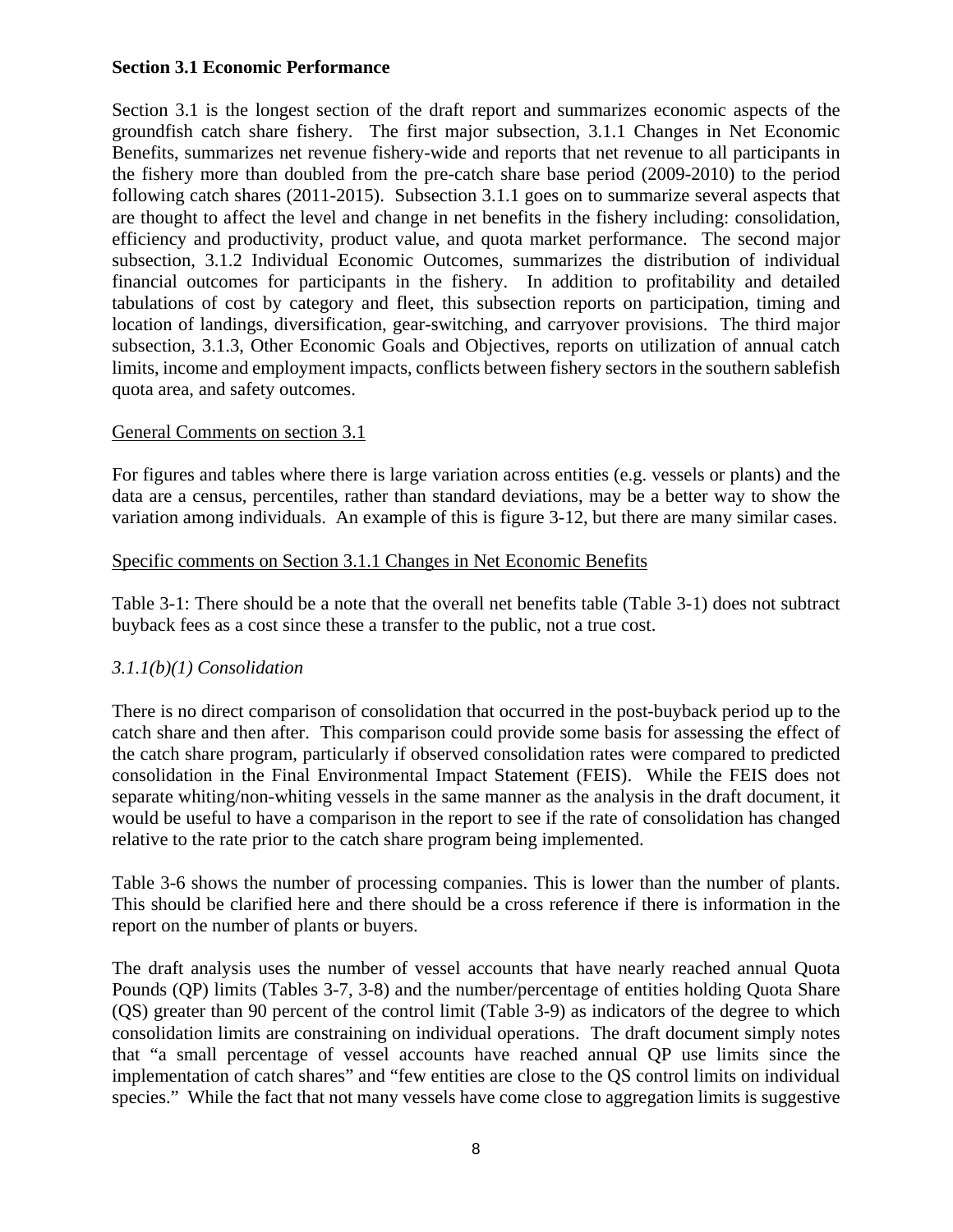**Section 3.1 Economic Performance**

Section 3.1 is the longest section of the draft report and summarizes economic aspects of the groundfish catch share fishery. The first major subsection, 3.1.1 Changes in Net Economic Benefits, summarizes net revenue fishery-wide and reports that net revenue to all participants in the fishery more than doubled from the pre-catch share base period (2009-2010) to the period following catch shares (2011-2015). Subsection 3.1.1 goes on to summarize several aspects that are thought to affect the level and change in net benefits in the fishery including: consolidation, efficiency and productivity, product value, and quota market performance. The second major subsection, 3.1.2 Individual Economic Outcomes, summarizes the distribution of individual financial outcomes for participants in the fishery. In addition to profitability and detailed tabulations of cost by category and fleet, this subsection reports on participation, timing and location of landings, diversification, gear-switching, and carryover provisions. The third major subsection, 3.1.3, Other Economic Goals and Objectives, reports on utilization of annual catch limits, income and employment impacts, conflicts between fishery sectors in the southern sablefish quota area, and safety outcomes.

General Comments on section 3.1

For figures and tables where there is large variation across entities (e.g. vessels or plants) and the data are a census, percentiles, rather than standard deviations, may be a better way to show the variation among individuals. An example of this is figure 3-12, but there are many similar cases.

Specific comments on Section 3.1.1 Changes in Net Economic Benefits

Table 3-1: There should be a note that the overall net benefits table (Table 3-1) does not subtract buyback fees as a cost since these a transfer to the public, not a true cost.

*3.1.1(b)(1) Consolidation*

There is no direct comparison of consolidation that occurred in the post-buyback period up to the catch share and then after. This comparison could provide some basis for assessing the effect of the catch share program, particularly if observed consolidation rates were compared to predicted consolidation in the Final Environmental Impact Statement (FEIS). While the FEIS does not separate whiting/non-whiting vessels in the same manner as the analysis in the draft document, it would be useful to have a comparison in the report to see if the rate of consolidation has changed relative to the rate prior to the catch share program being implemented.

Table 3-6 shows the number of processing companies. This is lower than the number of plants. This should be clarified here and there should be a cross reference if there is information in the report on the number of plants or buyers.

The draft analysis uses the number of vessel accounts that have nearly reached annual Quota Pounds (QP) limits (Tables 3-7, 3-8) and the number/percentage of entities holding Quota Share (QS) greater than 90 percent of the control limit (Table 3-9) as indicators of the degree to which consolidation limits are constraining on individual operations. The draft document simply notes that "a small percentage of vessel accounts have reached annual QP use limits since the implementation of catch shares" and "few entities are close to the QS control limits on individual species." While the fact that not many vessels have come close to aggregation limits is suggestive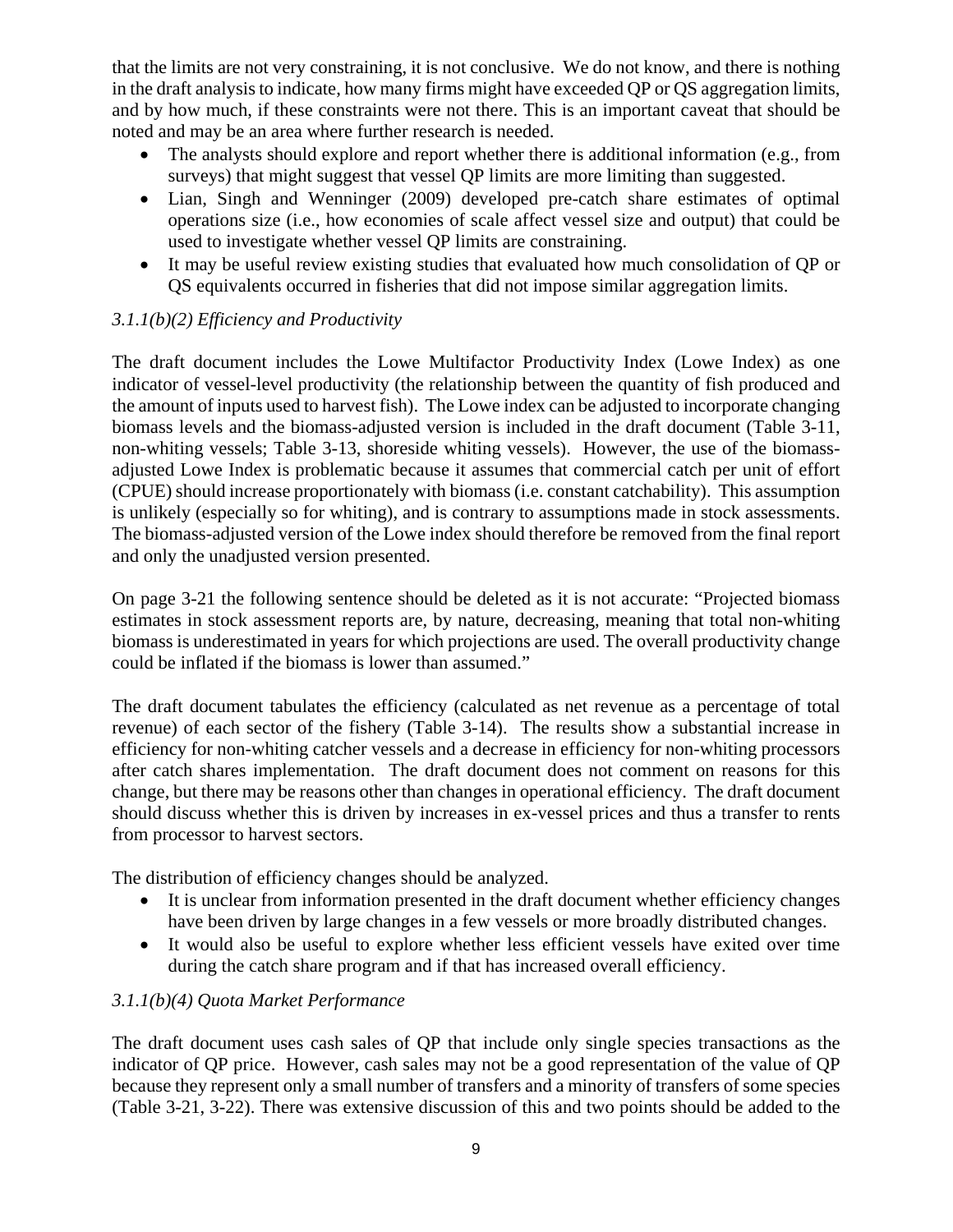that the limits are not very constraining, it is not conclusive. We do not know, and there is nothing in the draft analysis to indicate, how many firms might have exceeded QP or QS aggregation limits, and by how much, if these constraints were not there. This is an important caveat that should be noted and may be an area where further research is needed.

- The analysts should explore and report whether there is additional information (e.g., from surveys) that might suggest that vessel QP limits are more limiting than suggested.
- Lian, Singh and Wenninger (2009) developed pre-catch share estimates of optimal operations size (i.e., how economies of scale affect vessel size and output) that could be used to investigate whether vessel QP limits are constraining.
- It may be useful review existing studies that evaluated how much consolidation of QP or QS equivalents occurred in fisheries that did not impose similar aggregation limits.

*3.1.1(b)(2) Efficiency and Productivity*

The draft document includes the Lowe Multifactor Productivity Index (Lowe Index) as one indicator of vessel-level productivity (the relationship between the quantity of fish produced and the amount of inputs used to harvest fish). The Lowe index can be adjusted to incorporate changing biomass levels and the biomass-adjusted version is included in the draft document (Table 3-11, non-whiting vessels; Table 3-13, shoreside whiting vessels). However, the use of the biomass-adjusted Lowe Index is problematic because it assumes that commercial catch per unit of effort (CPUE) should increase proportionately with biomass (i.e. constant catchability). This assumption is unlikely (especially so for whiting), and is contrary to assumptions made in stock assessments. The biomass-adjusted version of the Lowe index should therefore be removed from the final report and only the unadjusted version presented.

On page 3-21 the following sentence should be deleted as it is not accurate: "Projected biomass estimates in stock assessment reports are, by nature, decreasing, meaning that total non-whiting biomass is underestimated in years for which projections are used. The overall productivity change could be inflated if the biomass is lower than assumed."

The draft document tabulates the efficiency (calculated as net revenue as a percentage of total revenue) of each sector of the fishery (Table 3-14). The results show a substantial increase in efficiency for non-whiting catcher vessels and a decrease in efficiency for non-whiting processors after catch shares implementation. The draft document does not comment on reasons for this change, but there may be reasons other than changes in operational efficiency. The draft document should discuss whether this is driven by increases in ex-vessel prices and thus a transfer to rents from processor to harvest sectors.

The distribution of efficiency changes should be analyzed.

- It is unclear from information presented in the draft document whether efficiency changes have been driven by large changes in a few vessels or more broadly distributed changes.
- It would also be useful to explore whether less efficient vessels have exited over time during the catch share program and if that has increased overall efficiency.

*3.1.1(b)(4) Quota Market Performance*

The draft document uses cash sales of QP that include only single species transactions as the indicator of QP price. However, cash sales may not be a good representation of the value of QP because they represent only a small number of transfers and a minority of transfers of some species (Table 3-21, 3-22). There was extensive discussion of this and two points should be added to the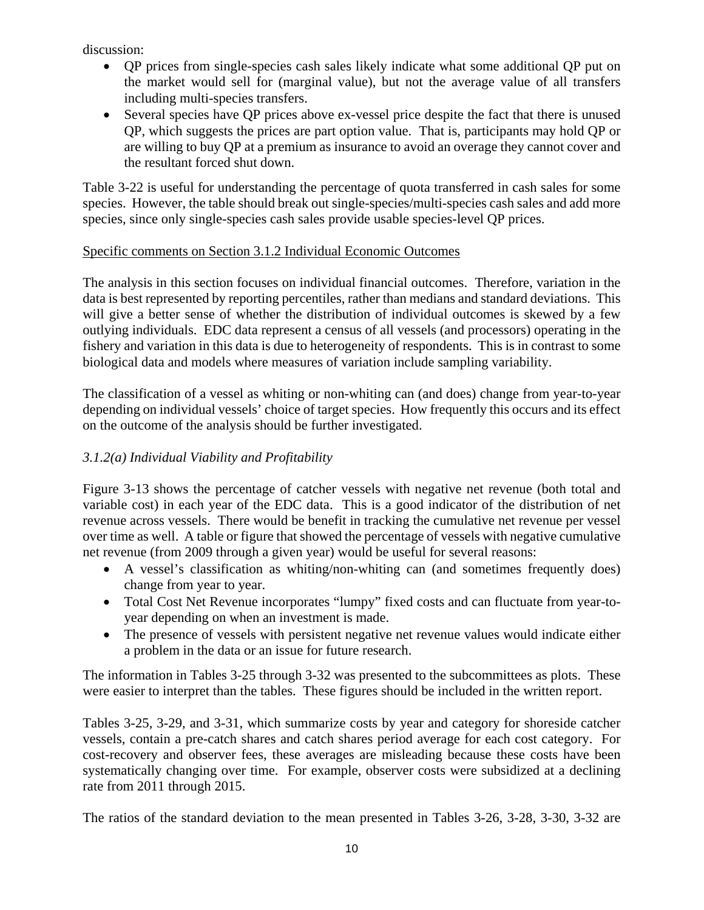discussion:

- QP prices from single-species cash sales likely indicate what some additional QP put on the market would sell for (marginal value), but not the average value of all transfers including multi-species transfers.
- Several species have QP prices above ex-vessel price despite the fact that there is unused QP, which suggests the prices are part option value. That is, participants may hold QP or are willing to buy QP at a premium as insurance to avoid an overage they cannot cover and the resultant forced shut down.

Table 3-22 is useful for understanding the percentage of quota transferred in cash sales for some species. However, the table should break out single-species/multi-species cash sales and add more species, since only single-species cash sales provide usable species-level QP prices.

<u>Specific comments on Section 3.1.2 Individual Economic Outcomes</u>

The analysis in this section focuses on individual financial outcomes. Therefore, variation in the data is best represented by reporting percentiles, rather than medians and standard deviations. This will give a better sense of whether the distribution of individual outcomes is skewed by a few outlying individuals. EDC data represent a census of all vessels (and processors) operating in the fishery and variation in this data is due to heterogeneity of respondents. This is in contrast to some biological data and models where measures of variation include sampling variability.

The classification of a vessel as whiting or non-whiting can (and does) change from year-to-year depending on individual vessels' choice of target species. How frequently this occurs and its effect on the outcome of the analysis should be further investigated.

*3.1.2(a) Individual Viability and Profitability*

Figure 3-13 shows the percentage of catcher vessels with negative net revenue (both total and variable cost) in each year of the EDC data. This is a good indicator of the distribution of net revenue across vessels. There would be benefit in tracking the cumulative net revenue per vessel over time as well. A table or figure that showed the percentage of vessels with negative cumulative net revenue (from 2009 through a given year) would be useful for several reasons:

- A vessel's classification as whiting/non-whiting can (and sometimes frequently does) change from year to year.
- Total Cost Net Revenue incorporates "lumpy" fixed costs and can fluctuate from year-to-year depending on when an investment is made.
- The presence of vessels with persistent negative net revenue values would indicate either a problem in the data or an issue for future research.

The information in Tables 3-25 through 3-32 was presented to the subcommittees as plots. These were easier to interpret than the tables. These figures should be included in the written report.

Tables 3-25, 3-29, and 3-31, which summarize costs by year and category for shoreside catcher vessels, contain a pre-catch shares and catch shares period average for each cost category. For cost-recovery and observer fees, these averages are misleading because these costs have been systematically changing over time. For example, observer costs were subsidized at a declining rate from 2011 through 2015.

The ratios of the standard deviation to the mean presented in Tables 3-26, 3-28, 3-30, 3-32 are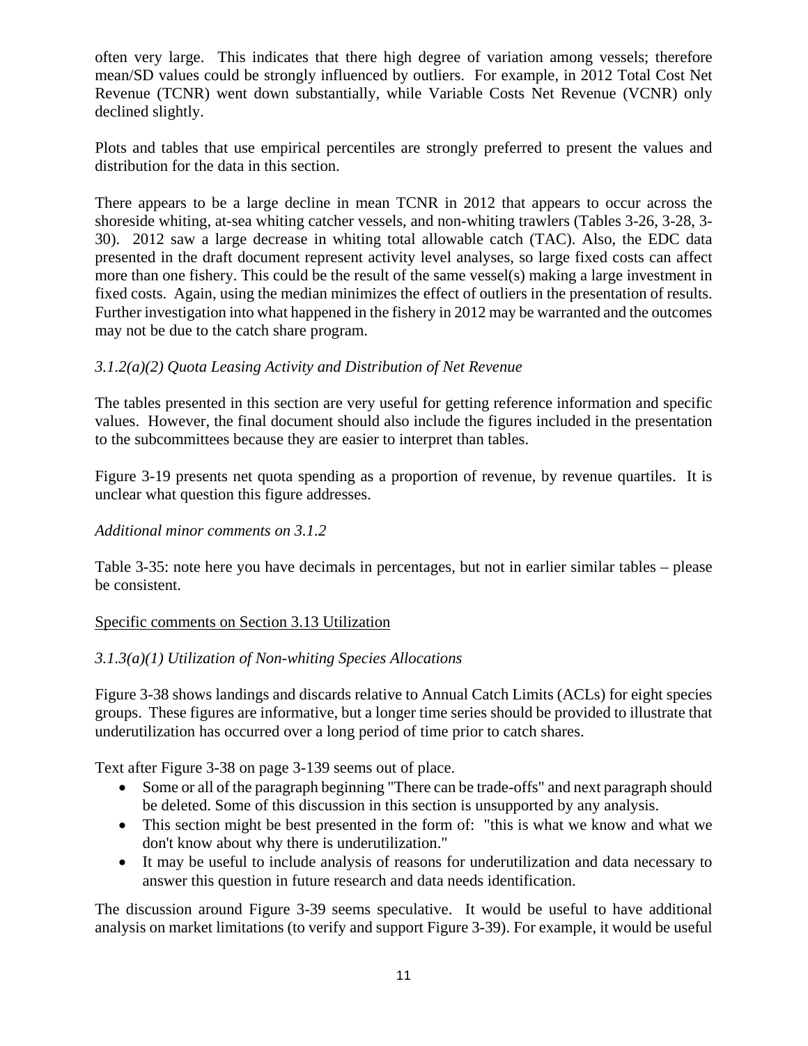often very large. This indicates that there high degree of variation among vessels; therefore mean/SD values could be strongly influenced by outliers. For example, in 2012 Total Cost Net Revenue (TCNR) went down substantially, while Variable Costs Net Revenue (VCNR) only declined slightly.

Plots and tables that use empirical percentiles are strongly preferred to present the values and distribution for the data in this section.

There appears to be a large decline in mean TCNR in 2012 that appears to occur across the shoreside whiting, at-sea whiting catcher vessels, and non-whiting trawlers (Tables 3-26, 3-28, 3-30). 2012 saw a large decrease in whiting total allowable catch (TAC). Also, the EDC data presented in the draft document represent activity level analyses, so large fixed costs can affect more than one fishery. This could be the result of the same vessel(s) making a large investment in fixed costs. Again, using the median minimizes the effect of outliers in the presentation of results. Further investigation into what happened in the fishery in 2012 may be warranted and the outcomes may not be due to the catch share program.

*3.1.2(a)(2) Quota Leasing Activity and Distribution of Net Revenue*

The tables presented in this section are very useful for getting reference information and specific values. However, the final document should also include the figures included in the presentation to the subcommittees because they are easier to interpret than tables.

Figure 3-19 presents net quota spending as a proportion of revenue, by revenue quartiles. It is unclear what question this figure addresses.

*Additional minor comments on 3.1.2*

Table 3-35: note here you have decimals in percentages, but not in earlier similar tables – please be consistent.

<u>Specific comments on Section 3.13 Utilization</u>

*3.1.3(a)(1) Utilization of Non-whiting Species Allocations*

Figure 3-38 shows landings and discards relative to Annual Catch Limits (ACLs) for eight species groups. These figures are informative, but a longer time series should be provided to illustrate that underutilization has occurred over a long period of time prior to catch shares.

Text after Figure 3-38 on page 3-139 seems out of place.

- Some or all of the paragraph beginning "There can be trade-offs" and next paragraph should be deleted. Some of this discussion in this section is unsupported by any analysis.
- This section might be best presented in the form of: "this is what we know and what we don't know about why there is underutilization."
- It may be useful to include analysis of reasons for underutilization and data necessary to answer this question in future research and data needs identification.

The discussion around Figure 3-39 seems speculative. It would be useful to have additional analysis on market limitations (to verify and support Figure 3-39). For example, it would be useful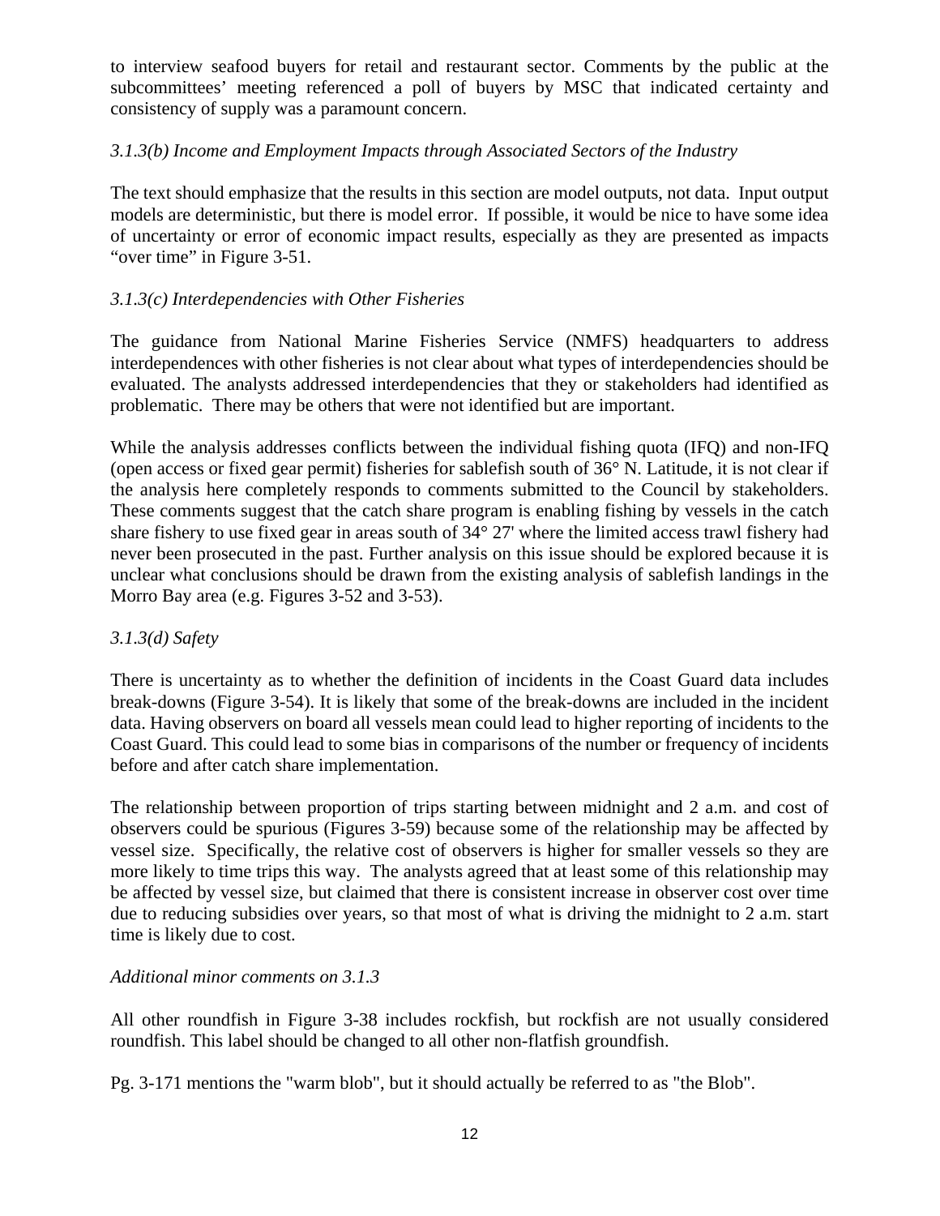to interview seafood buyers for retail and restaurant sector. Comments by the public at the subcommittees' meeting referenced a poll of buyers by MSC that indicated certainty and consistency of supply was a paramount concern.

*3.1.3(b) Income and Employment Impacts through Associated Sectors of the Industry*

The text should emphasize that the results in this section are model outputs, not data. Input output models are deterministic, but there is model error. If possible, it would be nice to have some idea of uncertainty or error of economic impact results, especially as they are presented as impacts "over time" in Figure 3-51.

*3.1.3(c) Interdependencies with Other Fisheries*

The guidance from National Marine Fisheries Service (NMFS) headquarters to address interdependences with other fisheries is not clear about what types of interdependencies should be evaluated. The analysts addressed interdependencies that they or stakeholders had identified as problematic. There may be others that were not identified but are important.

While the analysis addresses conflicts between the individual fishing quota (IFQ) and non-IFQ (open access or fixed gear permit) fisheries for sablefish south of 36° N. Latitude, it is not clear if the analysis here completely responds to comments submitted to the Council by stakeholders. These comments suggest that the catch share program is enabling fishing by vessels in the catch share fishery to use fixed gear in areas south of 34° 27' where the limited access trawl fishery had never been prosecuted in the past. Further analysis on this issue should be explored because it is unclear what conclusions should be drawn from the existing analysis of sablefish landings in the Morro Bay area (e.g. Figures 3-52 and 3-53).

*3.1.3(d) Safety*

There is uncertainty as to whether the definition of incidents in the Coast Guard data includes break-downs (Figure 3-54). It is likely that some of the break-downs are included in the incident data. Having observers on board all vessels mean could lead to higher reporting of incidents to the Coast Guard. This could lead to some bias in comparisons of the number or frequency of incidents before and after catch share implementation.

The relationship between proportion of trips starting between midnight and 2 a.m. and cost of observers could be spurious (Figures 3-59) because some of the relationship may be affected by vessel size. Specifically, the relative cost of observers is higher for smaller vessels so they are more likely to time trips this way. The analysts agreed that at least some of this relationship may be affected by vessel size, but claimed that there is consistent increase in observer cost over time due to reducing subsidies over years, so that most of what is driving the midnight to 2 a.m. start time is likely due to cost.

*Additional minor comments on 3.1.3*

All other roundfish in Figure 3-38 includes rockfish, but rockfish are not usually considered roundfish. This label should be changed to all other non-flatfish groundfish.

Pg. 3-171 mentions the "warm blob", but it should actually be referred to as "the Blob".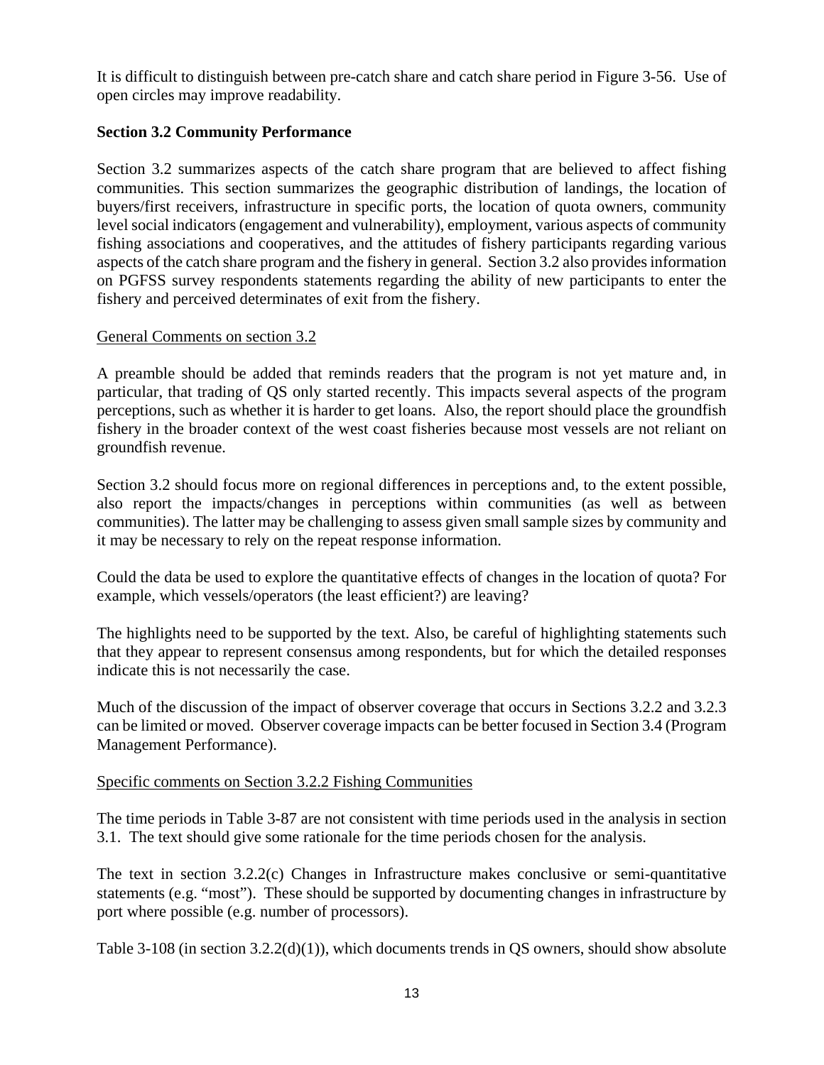It is difficult to distinguish between pre-catch share and catch share period in Figure 3-56. Use of open circles may improve readability.

**Section 3.2 Community Performance**

Section 3.2 summarizes aspects of the catch share program that are believed to affect fishing communities. This section summarizes the geographic distribution of landings, the location of buyers/first receivers, infrastructure in specific ports, the location of quota owners, community level social indicators (engagement and vulnerability), employment, various aspects of community fishing associations and cooperatives, and the attitudes of fishery participants regarding various aspects of the catch share program and the fishery in general. Section 3.2 also provides information on PGFSS survey respondents statements regarding the ability of new participants to enter the fishery and perceived determinates of exit from the fishery.

General Comments on section 3.2

A preamble should be added that reminds readers that the program is not yet mature and, in particular, that trading of QS only started recently. This impacts several aspects of the program perceptions, such as whether it is harder to get loans. Also, the report should place the groundfish fishery in the broader context of the west coast fisheries because most vessels are not reliant on groundfish revenue.

Section 3.2 should focus more on regional differences in perceptions and, to the extent possible, also report the impacts/changes in perceptions within communities (as well as between communities). The latter may be challenging to assess given small sample sizes by community and it may be necessary to rely on the repeat response information.

Could the data be used to explore the quantitative effects of changes in the location of quota? For example, which vessels/operators (the least efficient?) are leaving?

The highlights need to be supported by the text. Also, be careful of highlighting statements such that they appear to represent consensus among respondents, but for which the detailed responses indicate this is not necessarily the case.

Much of the discussion of the impact of observer coverage that occurs in Sections 3.2.2 and 3.2.3 can be limited or moved. Observer coverage impacts can be better focused in Section 3.4 (Program Management Performance).

Specific comments on Section 3.2.2 Fishing Communities

The time periods in Table 3-87 are not consistent with time periods used in the analysis in section 3.1. The text should give some rationale for the time periods chosen for the analysis.

The text in section 3.2.2(c) Changes in Infrastructure makes conclusive or semi-quantitative statements (e.g. "most"). These should be supported by documenting changes in infrastructure by port where possible (e.g. number of processors).

Table 3-108 (in section 3.2.2(d)(1)), which documents trends in QS owners, should show absolute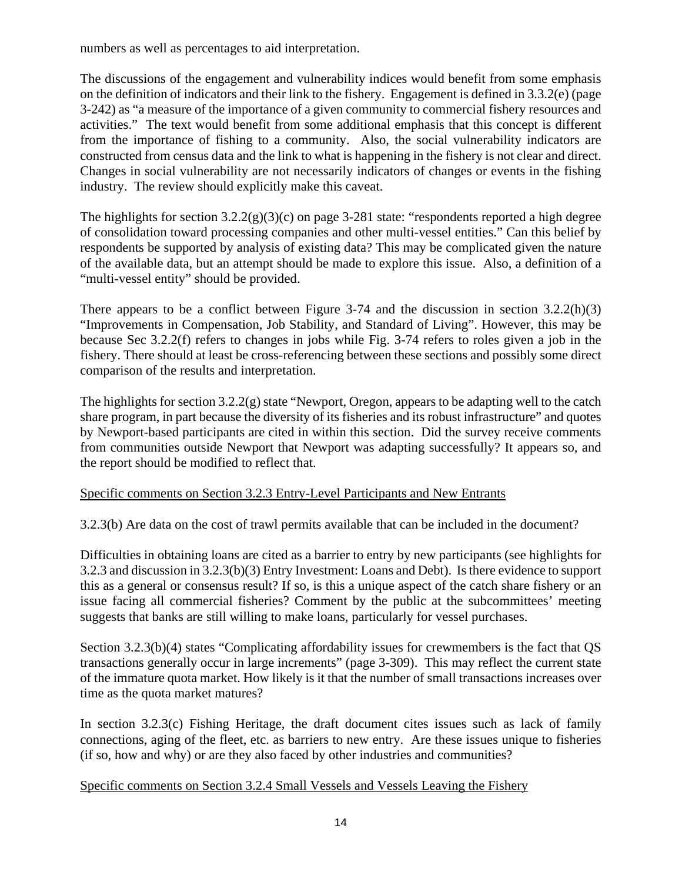numbers as well as percentages to aid interpretation.

The discussions of the engagement and vulnerability indices would benefit from some emphasis on the definition of indicators and their link to the fishery. Engagement is defined in 3.3.2(e) (page 3-242) as "a measure of the importance of a given community to commercial fishery resources and activities." The text would benefit from some additional emphasis that this concept is different from the importance of fishing to a community. Also, the social vulnerability indicators are constructed from census data and the link to what is happening in the fishery is not clear and direct. Changes in social vulnerability are not necessarily indicators of changes or events in the fishing industry. The review should explicitly make this caveat.

The highlights for section 3.2.2(g)(3)(c) on page 3-281 state: "respondents reported a high degree of consolidation toward processing companies and other multi-vessel entities." Can this belief by respondents be supported by analysis of existing data? This may be complicated given the nature of the available data, but an attempt should be made to explore this issue. Also, a definition of a "multi-vessel entity" should be provided.

There appears to be a conflict between Figure 3-74 and the discussion in section 3.2.2(h)(3) "Improvements in Compensation, Job Stability, and Standard of Living". However, this may be because Sec 3.2.2(f) refers to changes in jobs while Fig. 3-74 refers to roles given a job in the fishery. There should at least be cross-referencing between these sections and possibly some direct comparison of the results and interpretation.

The highlights for section 3.2.2(g) state "Newport, Oregon, appears to be adapting well to the catch share program, in part because the diversity of its fisheries and its robust infrastructure" and quotes by Newport-based participants are cited in within this section. Did the survey receive comments from communities outside Newport that Newport was adapting successfully? It appears so, and the report should be modified to reflect that.

<u>Specific comments on Section 3.2.3 Entry-Level Participants and New Entrants</u>

3.2.3(b) Are data on the cost of trawl permits available that can be included in the document?

Difficulties in obtaining loans are cited as a barrier to entry by new participants (see highlights for 3.2.3 and discussion in 3.2.3(b)(3) Entry Investment: Loans and Debt). Is there evidence to support this as a general or consensus result? If so, is this a unique aspect of the catch share fishery or an issue facing all commercial fisheries? Comment by the public at the subcommittees' meeting suggests that banks are still willing to make loans, particularly for vessel purchases.

Section 3.2.3(b)(4) states "Complicating affordability issues for crewmembers is the fact that QS transactions generally occur in large increments" (page 3-309). This may reflect the current state of the immature quota market. How likely is it that the number of small transactions increases over time as the quota market matures?

In section 3.2.3(c) Fishing Heritage, the draft document cites issues such as lack of family connections, aging of the fleet, etc. as barriers to new entry. Are these issues unique to fisheries (if so, how and why) or are they also faced by other industries and communities?

<u>Specific comments on Section 3.2.4 Small Vessels and Vessels Leaving the Fishery</u>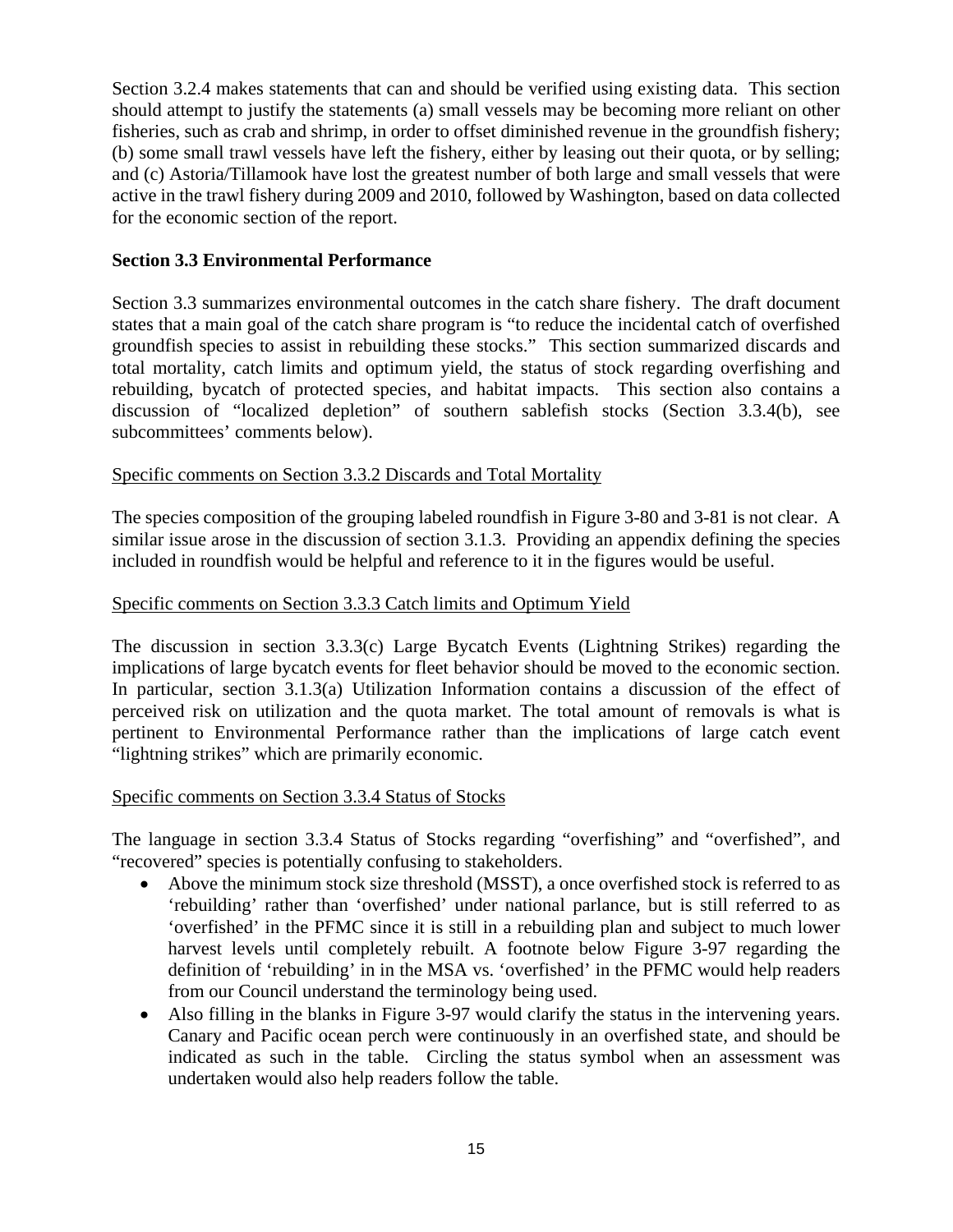Section 3.2.4 makes statements that can and should be verified using existing data. This section should attempt to justify the statements (a) small vessels may be becoming more reliant on other fisheries, such as crab and shrimp, in order to offset diminished revenue in the groundfish fishery; (b) some small trawl vessels have left the fishery, either by leasing out their quota, or by selling; and (c) Astoria/Tillamook have lost the greatest number of both large and small vessels that were active in the trawl fishery during 2009 and 2010, followed by Washington, based on data collected for the economic section of the report.

**Section 3.3 Environmental Performance**

Section 3.3 summarizes environmental outcomes in the catch share fishery. The draft document states that a main goal of the catch share program is "to reduce the incidental catch of overfished groundfish species to assist in rebuilding these stocks." This section summarized discards and total mortality, catch limits and optimum yield, the status of stock regarding overfishing and rebuilding, bycatch of protected species, and habitat impacts. This section also contains a discussion of "localized depletion" of southern sablefish stocks (Section 3.3.4(b), see subcommittees' comments below).

<u>Specific comments on Section 3.3.2 Discards and Total Mortality</u>

The species composition of the grouping labeled roundfish in Figure 3-80 and 3-81 is not clear. A similar issue arose in the discussion of section 3.1.3. Providing an appendix defining the species included in roundfish would be helpful and reference to it in the figures would be useful.

<u>Specific comments on Section 3.3.3 Catch limits and Optimum Yield</u>

The discussion in section 3.3.3(c) Large Bycatch Events (Lightning Strikes) regarding the implications of large bycatch events for fleet behavior should be moved to the economic section. In particular, section 3.1.3(a) Utilization Information contains a discussion of the effect of perceived risk on utilization and the quota market. The total amount of removals is what is pertinent to Environmental Performance rather than the implications of large catch event "lightning strikes" which are primarily economic.

<u>Specific comments on Section 3.3.4 Status of Stocks</u>

The language in section 3.3.4 Status of Stocks regarding "overfishing" and "overfished", and "recovered" species is potentially confusing to stakeholders.

- Above the minimum stock size threshold (MSST), a once overfished stock is referred to as 'rebuilding' rather than 'overfished' under national parlance, but is still referred to as 'overfished' in the PFMC since it is still in a rebuilding plan and subject to much lower harvest levels until completely rebuilt. A footnote below Figure 3-97 regarding the definition of 'rebuilding' in in the MSA vs. 'overfished' in the PFMC would help readers from our Council understand the terminology being used.
- Also filling in the blanks in Figure 3-97 would clarify the status in the intervening years. Canary and Pacific ocean perch were continuously in an overfished state, and should be indicated as such in the table. Circling the status symbol when an assessment was undertaken would also help readers follow the table.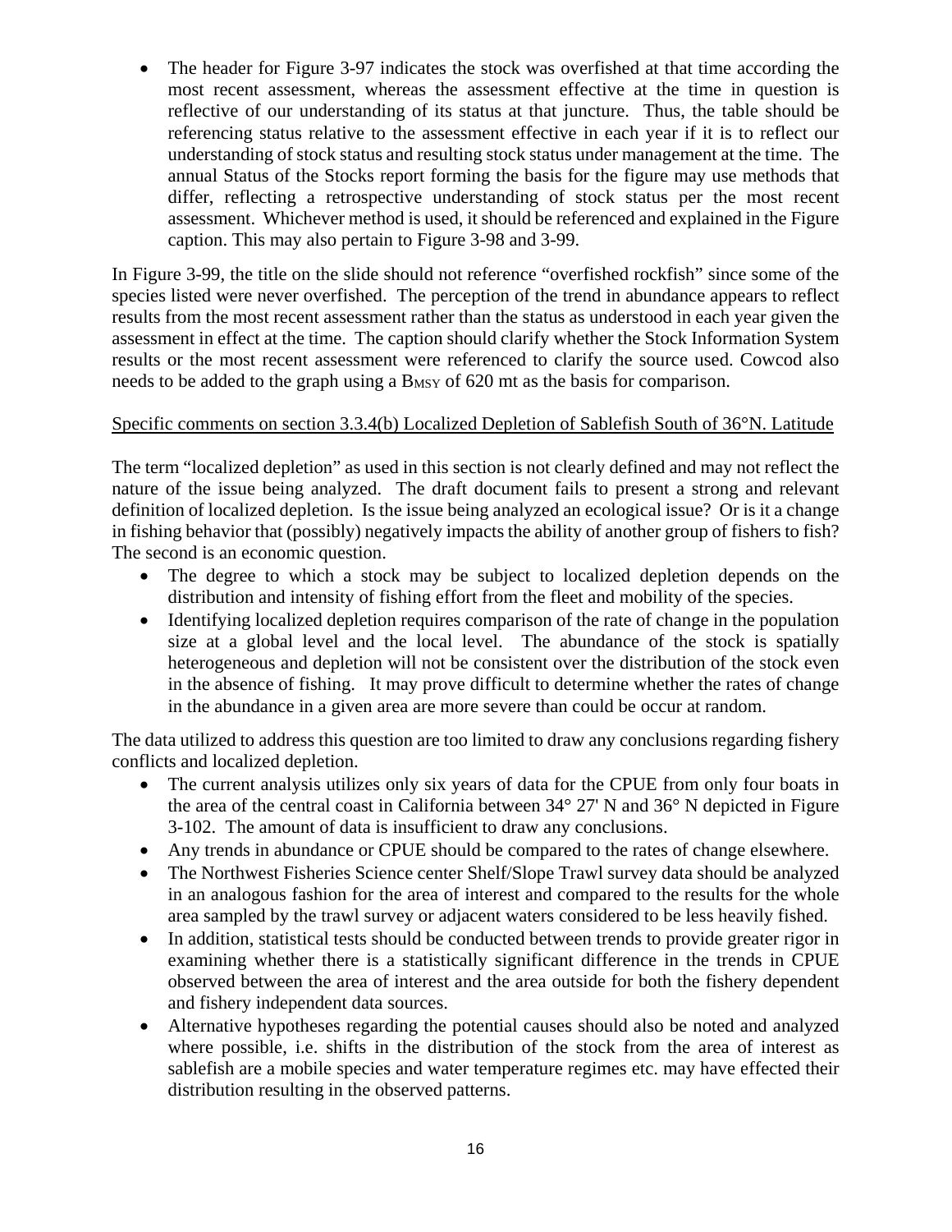- The header for Figure 3-97 indicates the stock was overfished at that time according the most recent assessment, whereas the assessment effective at the time in question is reflective of our understanding of its status at that juncture. Thus, the table should be referencing status relative to the assessment effective in each year if it is to reflect our understanding of stock status and resulting stock status under management at the time. The annual Status of the Stocks report forming the basis for the figure may use methods that differ, reflecting a retrospective understanding of stock status per the most recent assessment. Whichever method is used, it should be referenced and explained in the Figure caption. This may also pertain to Figure 3-98 and 3-99.

In Figure 3-99, the title on the slide should not reference "overfished rockfish" since some of the species listed were never overfished. The perception of the trend in abundance appears to reflect results from the most recent assessment rather than the status as understood in each year given the assessment in effect at the time. The caption should clarify whether the Stock Information System results or the most recent assessment were referenced to clarify the source used. Cowcod also needs to be added to the graph using a $B_{MSY}$ of 620 mt as the basis for comparison.

<u>Specific comments on section 3.3.4(b) Localized Depletion of Sablefish South of 36°N. Latitude</u>

The term "localized depletion" as used in this section is not clearly defined and may not reflect the nature of the issue being analyzed. The draft document fails to present a strong and relevant definition of localized depletion. Is the issue being analyzed an ecological issue? Or is it a change in fishing behavior that (possibly) negatively impacts the ability of another group of fishers to fish? The second is an economic question.

- The degree to which a stock may be subject to localized depletion depends on the distribution and intensity of fishing effort from the fleet and mobility of the species.
- Identifying localized depletion requires comparison of the rate of change in the population size at a global level and the local level. The abundance of the stock is spatially heterogeneous and depletion will not be consistent over the distribution of the stock even in the absence of fishing. It may prove difficult to determine whether the rates of change in the abundance in a given area are more severe than could be occur at random.

The data utilized to address this question are too limited to draw any conclusions regarding fishery conflicts and localized depletion.

- The current analysis utilizes only six years of data for the CPUE from only four boats in the area of the central coast in California between 34° 27' N and 36° N depicted in Figure 3-102. The amount of data is insufficient to draw any conclusions.
- Any trends in abundance or CPUE should be compared to the rates of change elsewhere.
- The Northwest Fisheries Science center Shelf/Slope Trawl survey data should be analyzed in an analogous fashion for the area of interest and compared to the results for the whole area sampled by the trawl survey or adjacent waters considered to be less heavily fished.
- In addition, statistical tests should be conducted between trends to provide greater rigor in examining whether there is a statistically significant difference in the trends in CPUE observed between the area of interest and the area outside for both the fishery dependent and fishery independent data sources.
- Alternative hypotheses regarding the potential causes should also be noted and analyzed where possible, i.e. shifts in the distribution of the stock from the area of interest as sablefish are a mobile species and water temperature regimes etc. may have effected their distribution resulting in the observed patterns.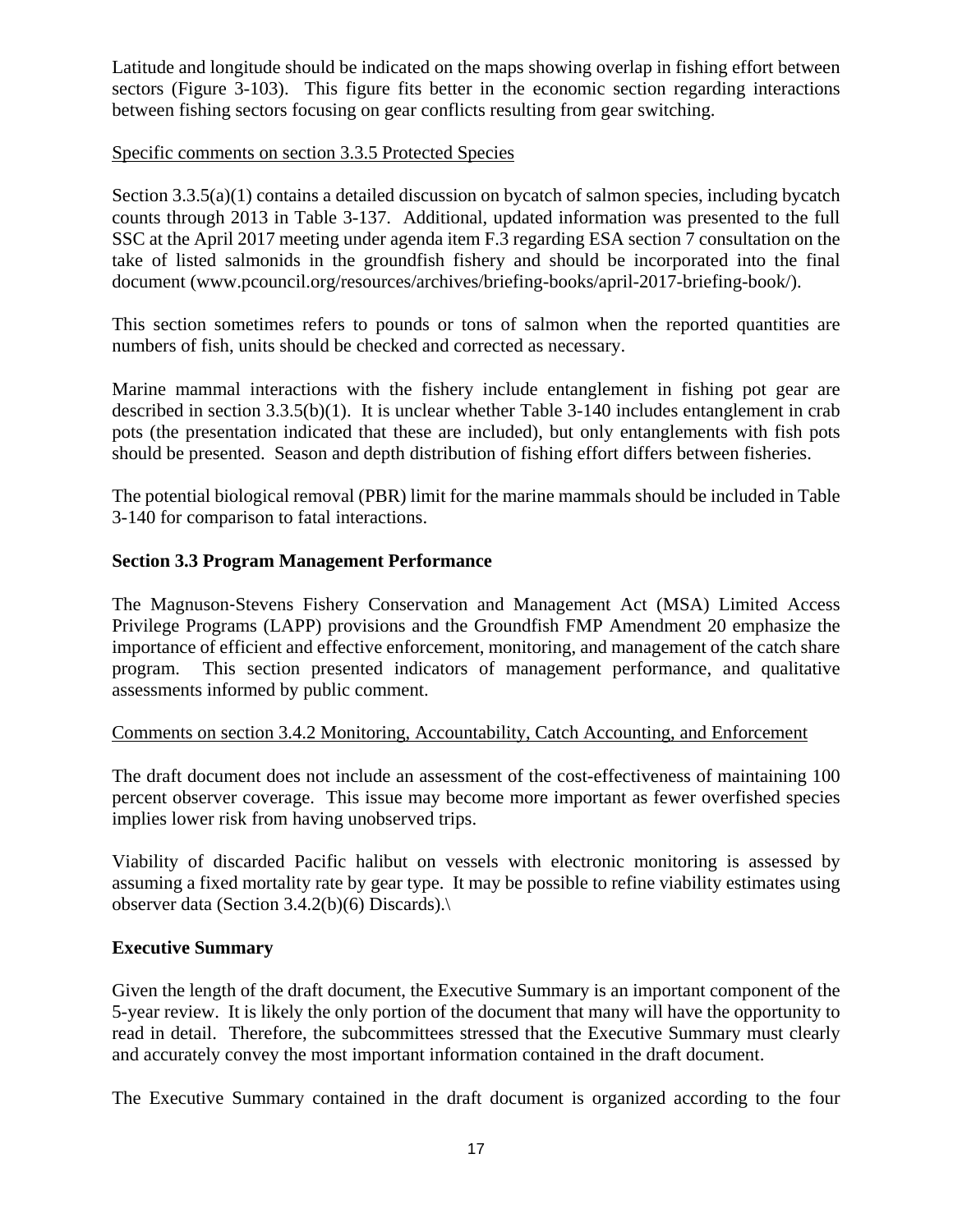Latitude and longitude should be indicated on the maps showing overlap in fishing effort between sectors (Figure 3-103). This figure fits better in the economic section regarding interactions between fishing sectors focusing on gear conflicts resulting from gear switching.

<u>Specific comments on section 3.3.5 Protected Species</u>

Section 3.3.5(a)(1) contains a detailed discussion on bycatch of salmon species, including bycatch counts through 2013 in Table 3-137. Additional, updated information was presented to the full SSC at the April 2017 meeting under agenda item F.3 regarding ESA section 7 consultation on the take of listed salmonids in the groundfish fishery and should be incorporated into the final document (www.pcouncil.org/resources/archives/briefing-books/april-2017-briefing-book/).

This section sometimes refers to pounds or tons of salmon when the reported quantities are numbers of fish, units should be checked and corrected as necessary.

Marine mammal interactions with the fishery include entanglement in fishing pot gear are described in section 3.3.5(b)(1). It is unclear whether Table 3-140 includes entanglement in crab pots (the presentation indicated that these are included), but only entanglements with fish pots should be presented. Season and depth distribution of fishing effort differs between fisheries.

The potential biological removal (PBR) limit for the marine mammals should be included in Table 3-140 for comparison to fatal interactions.

**Section 3.3 Program Management Performance**

The Magnuson-Stevens Fishery Conservation and Management Act (MSA) Limited Access Privilege Programs (LAPP) provisions and the Groundfish FMP Amendment 20 emphasize the importance of efficient and effective enforcement, monitoring, and management of the catch share program. This section presented indicators of management performance, and qualitative assessments informed by public comment.

<u>Comments on section 3.4.2 Monitoring, Accountability, Catch Accounting, and Enforcement</u>

The draft document does not include an assessment of the cost-effectiveness of maintaining 100 percent observer coverage. This issue may become more important as fewer overfished species implies lower risk from having unobserved trips.

Viability of discarded Pacific halibut on vessels with electronic monitoring is assessed by assuming a fixed mortality rate by gear type. It may be possible to refine viability estimates using observer data (Section 3.4.2(b)(6) Discards).\

**Executive Summary**

Given the length of the draft document, the Executive Summary is an important component of the 5-year review. It is likely the only portion of the document that many will have the opportunity to read in detail. Therefore, the subcommittees stressed that the Executive Summary must clearly and accurately convey the most important information contained in the draft document.

The Executive Summary contained in the draft document is organized according to the four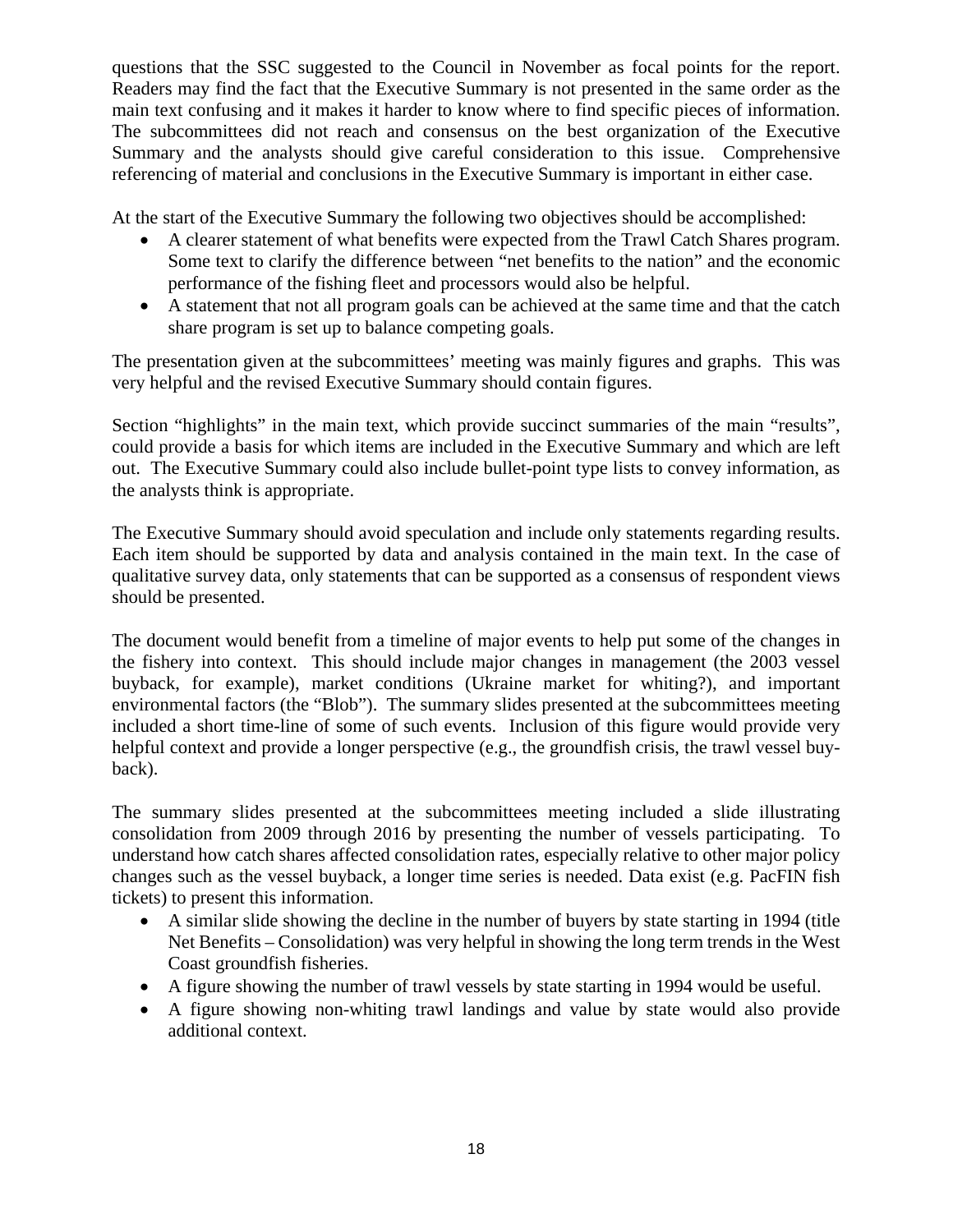questions that the SSC suggested to the Council in November as focal points for the report. Readers may find the fact that the Executive Summary is not presented in the same order as the main text confusing and it makes it harder to know where to find specific pieces of information. The subcommittees did not reach and consensus on the best organization of the Executive Summary and the analysts should give careful consideration to this issue. Comprehensive referencing of material and conclusions in the Executive Summary is important in either case.

At the start of the Executive Summary the following two objectives should be accomplished:

- A clearer statement of what benefits were expected from the Trawl Catch Shares program. Some text to clarify the difference between "net benefits to the nation" and the economic performance of the fishing fleet and processors would also be helpful.
- A statement that not all program goals can be achieved at the same time and that the catch share program is set up to balance competing goals.

The presentation given at the subcommittees' meeting was mainly figures and graphs. This was very helpful and the revised Executive Summary should contain figures.

Section "highlights" in the main text, which provide succinct summaries of the main "results", could provide a basis for which items are included in the Executive Summary and which are left out. The Executive Summary could also include bullet-point type lists to convey information, as the analysts think is appropriate.

The Executive Summary should avoid speculation and include only statements regarding results. Each item should be supported by data and analysis contained in the main text. In the case of qualitative survey data, only statements that can be supported as a consensus of respondent views should be presented.

The document would benefit from a timeline of major events to help put some of the changes in the fishery into context. This should include major changes in management (the 2003 vessel buyback, for example), market conditions (Ukraine market for whiting?), and important environmental factors (the "Blob"). The summary slides presented at the subcommittees meeting included a short time-line of some of such events. Inclusion of this figure would provide very helpful context and provide a longer perspective (e.g., the groundfish crisis, the trawl vessel buy-back).

The summary slides presented at the subcommittees meeting included a slide illustrating consolidation from 2009 through 2016 by presenting the number of vessels participating. To understand how catch shares affected consolidation rates, especially relative to other major policy changes such as the vessel buyback, a longer time series is needed. Data exist (e.g. PacFIN fish tickets) to present this information.

- A similar slide showing the decline in the number of buyers by state starting in 1994 (title Net Benefits – Consolidation) was very helpful in showing the long term trends in the West Coast groundfish fisheries.
- A figure showing the number of trawl vessels by state starting in 1994 would be useful.
- A figure showing non-whiting trawl landings and value by state would also provide additional context.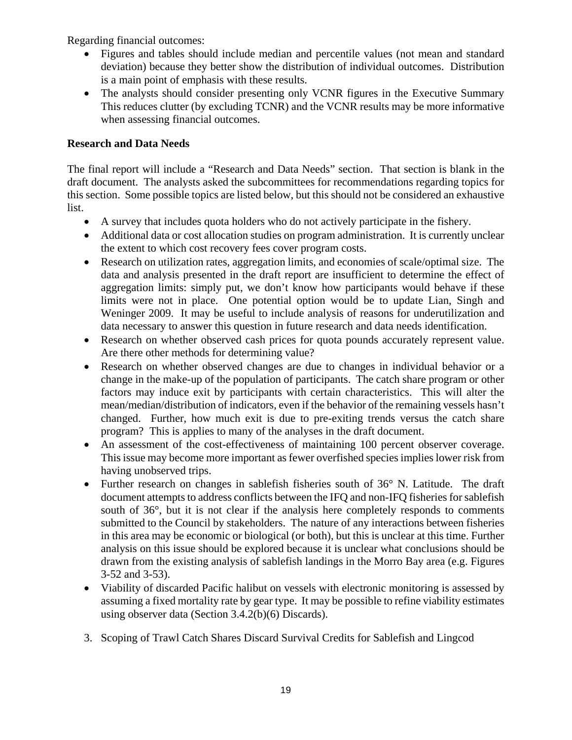Regarding financial outcomes:

- Figures and tables should include median and percentile values (not mean and standard deviation) because they better show the distribution of individual outcomes. Distribution is a main point of emphasis with these results.
- The analysts should consider presenting only VCNR figures in the Executive Summary This reduces clutter (by excluding TCNR) and the VCNR results may be more informative when assessing financial outcomes.

**Research and Data Needs**

The final report will include a "Research and Data Needs" section. That section is blank in the draft document. The analysts asked the subcommittees for recommendations regarding topics for this section. Some possible topics are listed below, but this should not be considered an exhaustive list.

- A survey that includes quota holders who do not actively participate in the fishery.
- Additional data or cost allocation studies on program administration. It is currently unclear the extent to which cost recovery fees cover program costs.
- Research on utilization rates, aggregation limits, and economies of scale/optimal size. The data and analysis presented in the draft report are insufficient to determine the effect of aggregation limits: simply put, we don't know how participants would behave if these limits were not in place. One potential option would be to update Lian, Singh and Weninger 2009. It may be useful to include analysis of reasons for underutilization and data necessary to answer this question in future research and data needs identification.
- Research on whether observed cash prices for quota pounds accurately represent value. Are there other methods for determining value?
- Research on whether observed changes are due to changes in individual behavior or a change in the make-up of the population of participants. The catch share program or other factors may induce exit by participants with certain characteristics. This will alter the mean/median/distribution of indicators, even if the behavior of the remaining vessels hasn't changed. Further, how much exit is due to pre-exiting trends versus the catch share program? This is applies to many of the analyses in the draft document.
- An assessment of the cost-effectiveness of maintaining 100 percent observer coverage. This issue may become more important as fewer overfished species implies lower risk from having unobserved trips.
- Further research on changes in sablefish fisheries south of 36° N. Latitude. The draft document attempts to address conflicts between the IFQ and non-IFQ fisheries for sablefish south of 36°, but it is not clear if the analysis here completely responds to comments submitted to the Council by stakeholders. The nature of any interactions between fisheries in this area may be economic or biological (or both), but this is unclear at this time. Further analysis on this issue should be explored because it is unclear what conclusions should be drawn from the existing analysis of sablefish landings in the Morro Bay area (e.g. Figures 3-52 and 3-53).
- Viability of discarded Pacific halibut on vessels with electronic monitoring is assessed by assuming a fixed mortality rate by gear type. It may be possible to refine viability estimates using observer data (Section 3.4.2(b)(6) Discards).

3. Scoping of Trawl Catch Shares Discard Survival Credits for Sablefish and Lingcod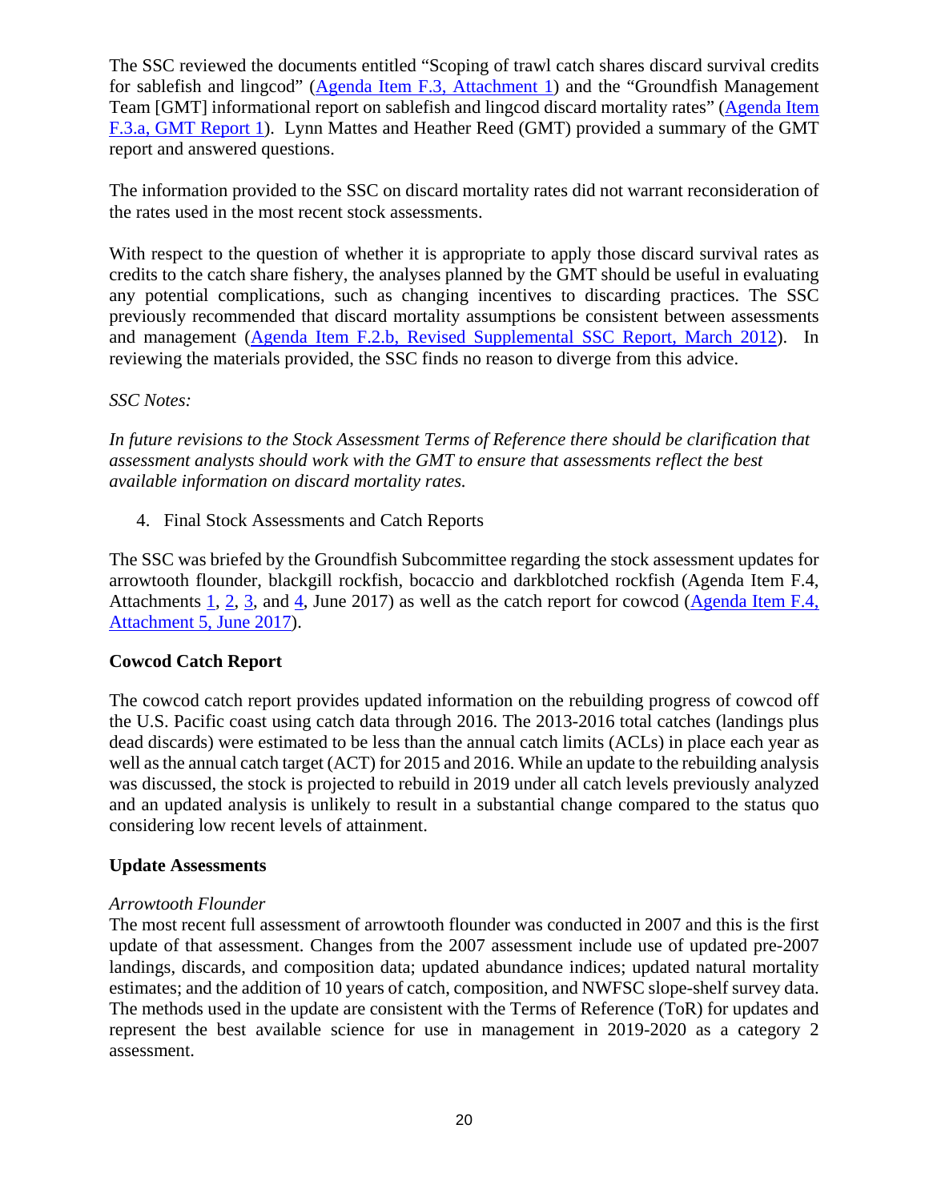The SSC reviewed the documents entitled "Scoping of trawl catch shares discard survival credits for sablefish and lingcod" (Agenda Item F.3, Attachment 1) and the "Groundfish Management Team [GMT] informational report on sablefish and lingcod discard mortality rates" (Agenda Item F.3.a, GMT Report 1). Lynn Mattes and Heather Reed (GMT) provided a summary of the GMT report and answered questions.

The information provided to the SSC on discard mortality rates did not warrant reconsideration of the rates used in the most recent stock assessments.

With respect to the question of whether it is appropriate to apply those discard survival rates as credits to the catch share fishery, the analyses planned by the GMT should be useful in evaluating any potential complications, such as changing incentives to discarding practices. The SSC previously recommended that discard mortality assumptions be consistent between assessments and management (Agenda Item F.2.b, Revised Supplemental SSC Report, March 2012). In reviewing the materials provided, the SSC finds no reason to diverge from this advice.

*SSC Notes:*

*In future revisions to the Stock Assessment Terms of Reference there should be clarification that assessment analysts should work with the GMT to ensure that assessments reflect the best available information on discard mortality rates.*

4. Final Stock Assessments and Catch Reports

The SSC was briefed by the Groundfish Subcommittee regarding the stock assessment updates for arrowtooth flounder, blackgill rockfish, bocaccio and darkblotched rockfish (Agenda Item F.4, Attachments 1, 2, 3, and 4, June 2017) as well as the catch report for cowcod (Agenda Item F.4, Attachment 5, June 2017).

**Cowcod Catch Report**

The cowcod catch report provides updated information on the rebuilding progress of cowcod off the U.S. Pacific coast using catch data through 2016. The 2013-2016 total catches (landings plus dead discards) were estimated to be less than the annual catch limits (ACLs) in place each year as well as the annual catch target (ACT) for 2015 and 2016. While an update to the rebuilding analysis was discussed, the stock is projected to rebuild in 2019 under all catch levels previously analyzed and an updated analysis is unlikely to result in a substantial change compared to the status quo considering low recent levels of attainment.

**Update Assessments**

*Arrowtooth Flounder*

The most recent full assessment of arrowtooth flounder was conducted in 2007 and this is the first update of that assessment. Changes from the 2007 assessment include use of updated pre-2007 landings, discards, and composition data; updated abundance indices; updated natural mortality estimates; and the addition of 10 years of catch, composition, and NWFSC slope-shelf survey data. The methods used in the update are consistent with the Terms of Reference (ToR) for updates and represent the best available science for use in management in 2019-2020 as a category 2 assessment.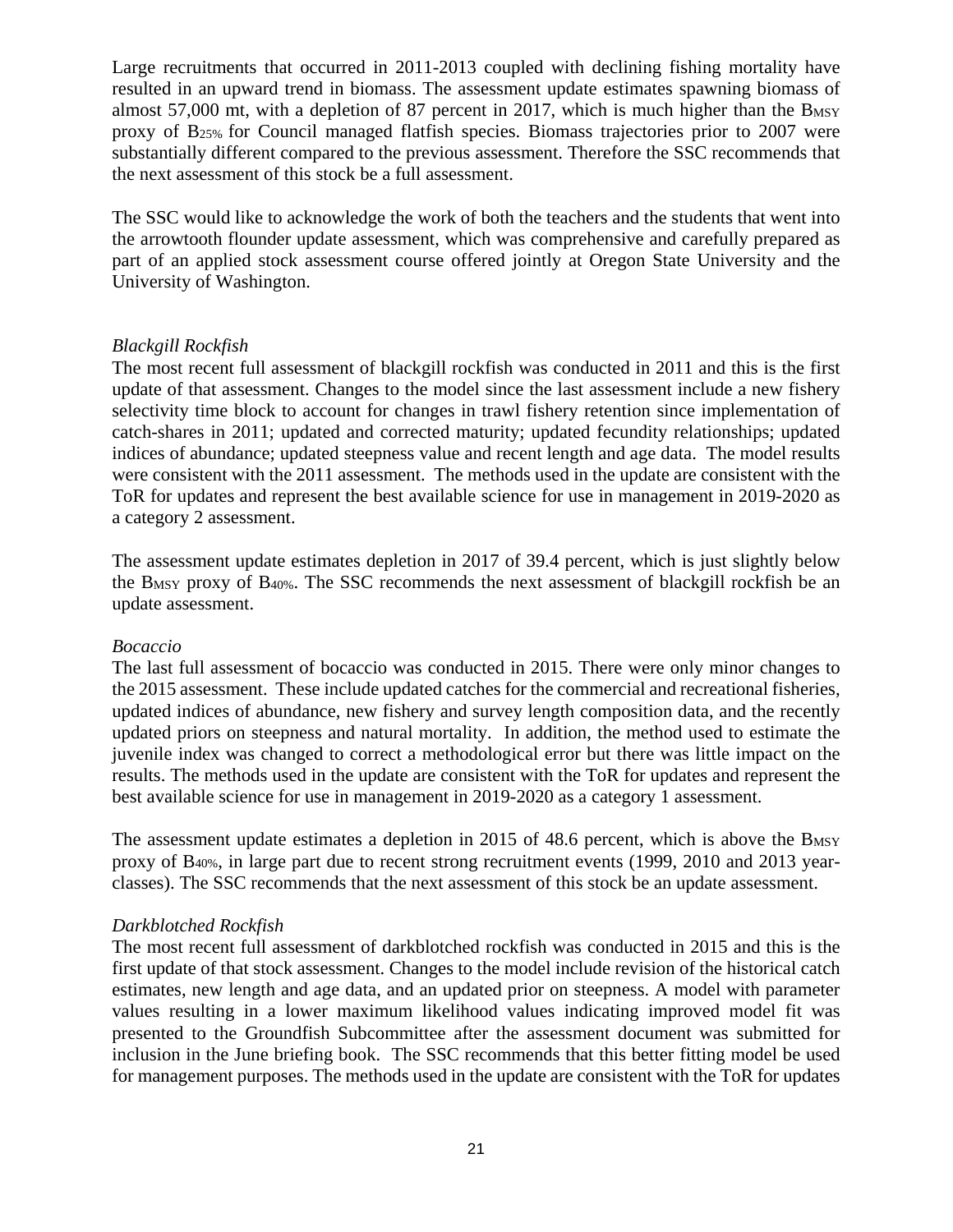Large recruitments that occurred in 2011-2013 coupled with declining fishing mortality have resulted in an upward trend in biomass. The assessment update estimates spawning biomass of almost 57,000 mt, with a depletion of 87 percent in 2017, which is much higher than the $B_{MSY}$ proxy of $B_{25\%}$ for Council managed flatfish species. Biomass trajectories prior to 2007 were substantially different compared to the previous assessment. Therefore the SSC recommends that the next assessment of this stock be a full assessment.

The SSC would like to acknowledge the work of both the teachers and the students that went into the arrowtooth flounder update assessment, which was comprehensive and carefully prepared as part of an applied stock assessment course offered jointly at Oregon State University and the University of Washington.

*Blackgill Rockfish*

The most recent full assessment of blackgill rockfish was conducted in 2011 and this is the first update of that assessment. Changes to the model since the last assessment include a new fishery selectivity time block to account for changes in trawl fishery retention since implementation of catch-shares in 2011; updated and corrected maturity; updated fecundity relationships; updated indices of abundance; updated steepness value and recent length and age data. The model results were consistent with the 2011 assessment. The methods used in the update are consistent with the ToR for updates and represent the best available science for use in management in 2019-2020 as a category 2 assessment.

The assessment update estimates depletion in 2017 of 39.4 percent, which is just slightly below the $B_{MSY}$ proxy of $B_{40\%}$. The SSC recommends the next assessment of blackgill rockfish be an update assessment.

*Bocaccio*

The last full assessment of bocaccio was conducted in 2015. There were only minor changes to the 2015 assessment. These include updated catches for the commercial and recreational fisheries, updated indices of abundance, new fishery and survey length composition data, and the recently updated priors on steepness and natural mortality. In addition, the method used to estimate the juvenile index was changed to correct a methodological error but there was little impact on the results. The methods used in the update are consistent with the ToR for updates and represent the best available science for use in management in 2019-2020 as a category 1 assessment.

The assessment update estimates a depletion in 2015 of 48.6 percent, which is above the $B_{MSY}$ proxy of $B_{40\%}$, in large part due to recent strong recruitment events (1999, 2010 and 2013 year-classes). The SSC recommends that the next assessment of this stock be an update assessment.

*Darkblotched Rockfish*

The most recent full assessment of darkblotched rockfish was conducted in 2015 and this is the first update of that stock assessment. Changes to the model include revision of the historical catch estimates, new length and age data, and an updated prior on steepness. A model with parameter values resulting in a lower maximum likelihood values indicating improved model fit was presented to the Groundfish Subcommittee after the assessment document was submitted for inclusion in the June briefing book. The SSC recommends that this better fitting model be used for management purposes. The methods used in the update are consistent with the ToR for updates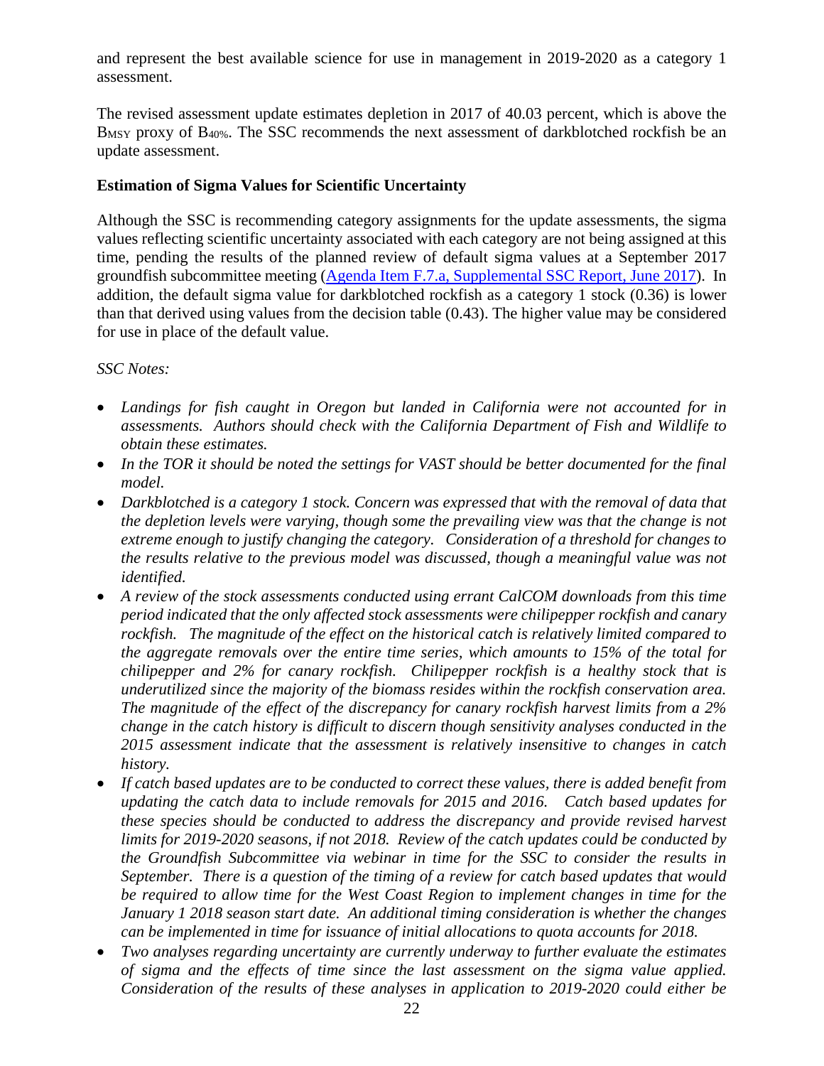and represent the best available science for use in management in 2019-2020 as a category 1 assessment.

The revised assessment update estimates depletion in 2017 of 40.03 percent, which is above the $B_{MSY}$ proxy of $B_{40\%}$. The SSC recommends the next assessment of darkblotched rockfish be an update assessment.

**Estimation of Sigma Values for Scientific Uncertainty**

Although the SSC is recommending category assignments for the update assessments, the sigma values reflecting scientific uncertainty associated with each category are not being assigned at this time, pending the results of the planned review of default sigma values at a September 2017 groundfish subcommittee meeting (Agenda Item F.7.a, Supplemental SSC Report, June 2017). In addition, the default sigma value for darkblotched rockfish as a category 1 stock (0.36) is lower than that derived using values from the decision table (0.43). The higher value may be considered for use in place of the default value.

*SSC Notes:*

- *Landings for fish caught in Oregon but landed in California were not accounted for in assessments. Authors should check with the California Department of Fish and Wildlife to obtain these estimates.*
- *In the TOR it should be noted the settings for VAST should be better documented for the final model.*
- *Darkblotched is a category 1 stock. Concern was expressed that with the removal of data that the depletion levels were varying, though some the prevailing view was that the change is not extreme enough to justify changing the category. Consideration of a threshold for changes to the results relative to the previous model was discussed, though a meaningful value was not identified.*
- *A review of the stock assessments conducted using errant CalCOM downloads from this time period indicated that the only affected stock assessments were chilipepper rockfish and canary rockfish. The magnitude of the effect on the historical catch is relatively limited compared to the aggregate removals over the entire time series, which amounts to 15% of the total for chilipepper and 2% for canary rockfish. Chilipepper rockfish is a healthy stock that is underutilized since the majority of the biomass resides within the rockfish conservation area. The magnitude of the effect of the discrepancy for canary rockfish harvest limits from a 2% change in the catch history is difficult to discern though sensitivity analyses conducted in the 2015 assessment indicate that the assessment is relatively insensitive to changes in catch history.*
- *If catch based updates are to be conducted to correct these values, there is added benefit from updating the catch data to include removals for 2015 and 2016. Catch based updates for these species should be conducted to address the discrepancy and provide revised harvest limits for 2019-2020 seasons, if not 2018. Review of the catch updates could be conducted by the Groundfish Subcommittee via webinar in time for the SSC to consider the results in September. There is a question of the timing of a review for catch based updates that would be required to allow time for the West Coast Region to implement changes in time for the January 1 2018 season start date. An additional timing consideration is whether the changes can be implemented in time for issuance of initial allocations to quota accounts for 2018.*
- *Two analyses regarding uncertainty are currently underway to further evaluate the estimates of sigma and the effects of time since the last assessment on the sigma value applied. Consideration of the results of these analyses in application to 2019-2020 could either be*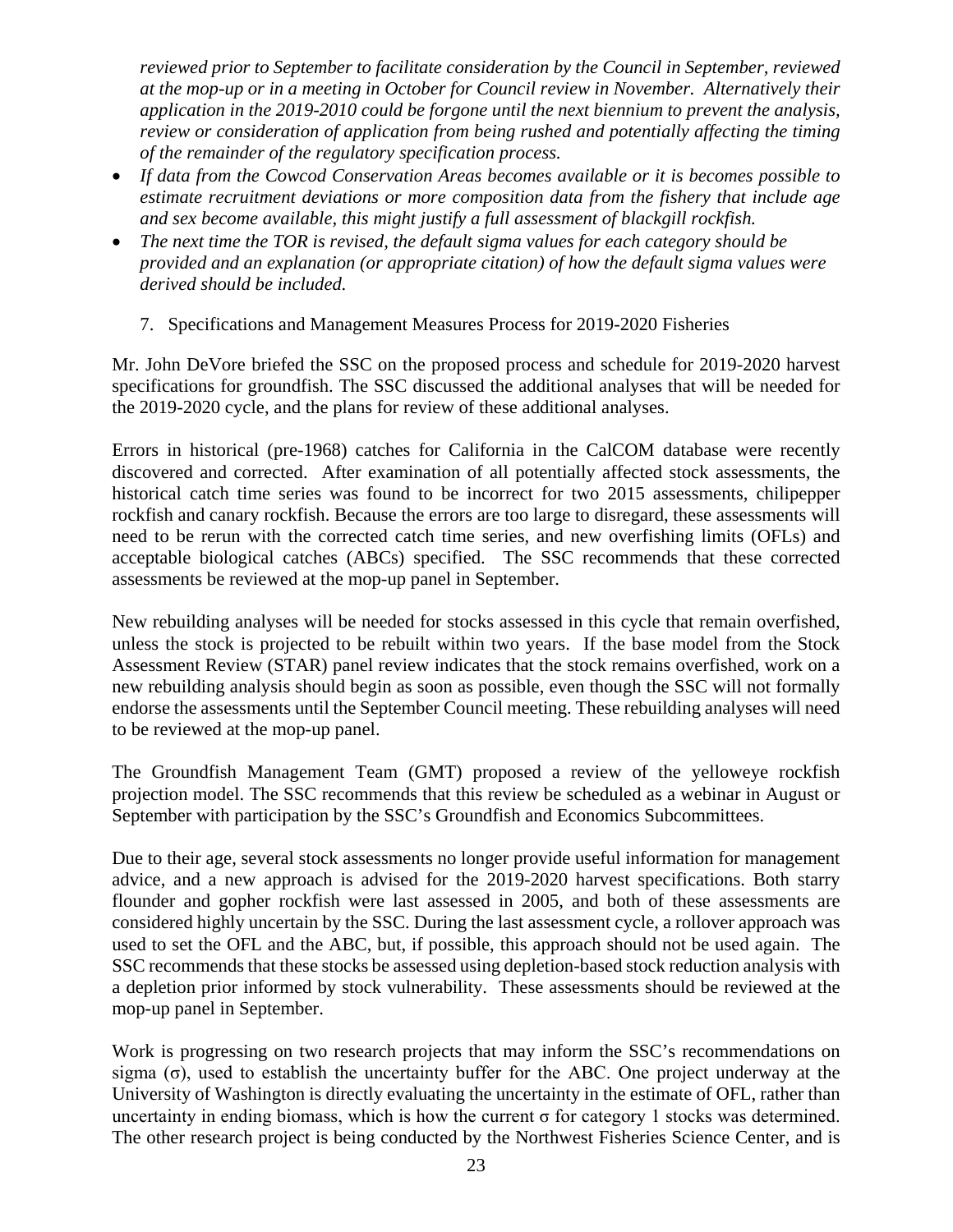*reviewed prior to September to facilitate consideration by the Council in September, reviewed at the mop-up or in a meeting in October for Council review in November. Alternatively their application in the 2019-2010 could be forgone until the next biennium to prevent the analysis, review or consideration of application from being rushed and potentially affecting the timing of the remainder of the regulatory specification process.*

- *If data from the Cowcod Conservation Areas becomes available or it is becomes possible to estimate recruitment deviations or more composition data from the fishery that include age and sex become available, this might justify a full assessment of blackgill rockfish.*
- *The next time the TOR is revised, the default sigma values for each category should be provided and an explanation (or appropriate citation) of how the default sigma values were derived should be included.*

7. Specifications and Management Measures Process for 2019-2020 Fisheries

Mr. John DeVore briefed the SSC on the proposed process and schedule for 2019-2020 harvest specifications for groundfish. The SSC discussed the additional analyses that will be needed for the 2019-2020 cycle, and the plans for review of these additional analyses.

Errors in historical (pre-1968) catches for California in the CalCOM database were recently discovered and corrected. After examination of all potentially affected stock assessments, the historical catch time series was found to be incorrect for two 2015 assessments, chilipepper rockfish and canary rockfish. Because the errors are too large to disregard, these assessments will need to be rerun with the corrected catch time series, and new overfishing limits (OFLs) and acceptable biological catches (ABCs) specified. The SSC recommends that these corrected assessments be reviewed at the mop-up panel in September.

New rebuilding analyses will be needed for stocks assessed in this cycle that remain overfished, unless the stock is projected to be rebuilt within two years. If the base model from the Stock Assessment Review (STAR) panel review indicates that the stock remains overfished, work on a new rebuilding analysis should begin as soon as possible, even though the SSC will not formally endorse the assessments until the September Council meeting. These rebuilding analyses will need to be reviewed at the mop-up panel.

The Groundfish Management Team (GMT) proposed a review of the yelloweye rockfish projection model. The SSC recommends that this review be scheduled as a webinar in August or September with participation by the SSC's Groundfish and Economics Subcommittees.

Due to their age, several stock assessments no longer provide useful information for management advice, and a new approach is advised for the 2019-2020 harvest specifications. Both starry flounder and gopher rockfish were last assessed in 2005, and both of these assessments are considered highly uncertain by the SSC. During the last assessment cycle, a rollover approach was used to set the OFL and the ABC, but, if possible, this approach should not be used again. The SSC recommends that these stocks be assessed using depletion-based stock reduction analysis with a depletion prior informed by stock vulnerability. These assessments should be reviewed at the mop-up panel in September.

Work is progressing on two research projects that may inform the SSC's recommendations on sigma ($\sigma$), used to establish the uncertainty buffer for the ABC. One project underway at the University of Washington is directly evaluating the uncertainty in the estimate of OFL, rather than uncertainty in ending biomass, which is how the current $\sigma$ for category 1 stocks was determined. The other research project is being conducted by the Northwest Fisheries Science Center, and is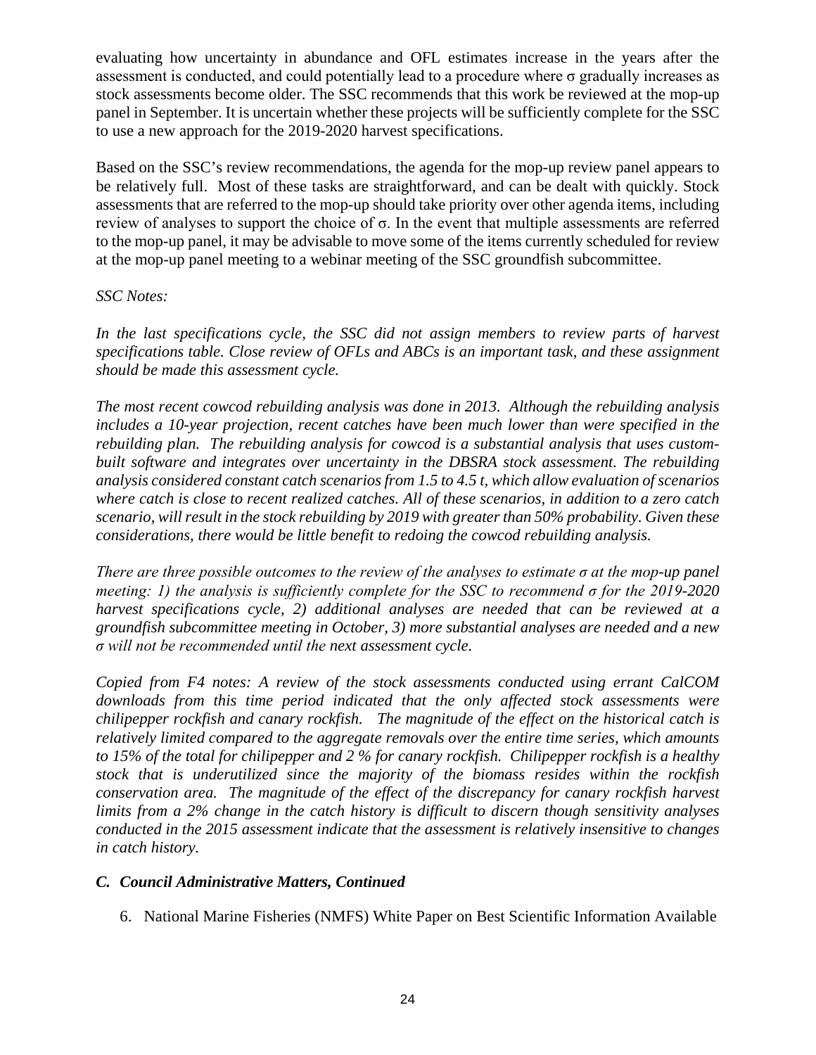evaluating how uncertainty in abundance and OFL estimates increase in the years after the assessment is conducted, and could potentially lead to a procedure where $\sigma$ gradually increases as stock assessments become older. The SSC recommends that this work be reviewed at the mop-up panel in September. It is uncertain whether these projects will be sufficiently complete for the SSC to use a new approach for the 2019-2020 harvest specifications.

Based on the SSC's review recommendations, the agenda for the mop-up review panel appears to be relatively full. Most of these tasks are straightforward, and can be dealt with quickly. Stock assessments that are referred to the mop-up should take priority over other agenda items, including review of analyses to support the choice of $\sigma$. In the event that multiple assessments are referred to the mop-up panel, it may be advisable to move some of the items currently scheduled for review at the mop-up panel meeting to a webinar meeting of the SSC groundfish subcommittee.

*SSC Notes:*

*In the last specifications cycle, the SSC did not assign members to review parts of harvest specifications table. Close review of OFLs and ABCs is an important task, and these assignment should be made this assessment cycle.*

*The most recent cowcod rebuilding analysis was done in 2013. Although the rebuilding analysis includes a 10-year projection, recent catches have been much lower than were specified in the rebuilding plan. The rebuilding analysis for cowcod is a substantial analysis that uses custom-built software and integrates over uncertainty in the DBSRA stock assessment. The rebuilding analysis considered constant catch scenarios from 1.5 to 4.5 t, which allow evaluation of scenarios where catch is close to recent realized catches. All of these scenarios, in addition to a zero catch scenario, will result in the stock rebuilding by 2019 with greater than 50% probability. Given these considerations, there would be little benefit to redoing the cowcod rebuilding analysis.*

*There are three possible outcomes to the review of the analyses to estimate $\sigma$ at the mop-up panel meeting: 1) the analysis is sufficiently complete for the SSC to recommend $\sigma$ for the 2019-2020 harvest specifications cycle, 2) additional analyses are needed that can be reviewed at a groundfish subcommittee meeting in October, 3) more substantial analyses are needed and a new $\sigma$ will not be recommended until the next assessment cycle.*

*Copied from F4 notes: A review of the stock assessments conducted using errant CalCOM downloads from this time period indicated that the only affected stock assessments were chilipepper rockfish and canary rockfish. The magnitude of the effect on the historical catch is relatively limited compared to the aggregate removals over the entire time series, which amounts to 15% of the total for chilipepper and 2 % for canary rockfish. Chilipepper rockfish is a healthy stock that is underutilized since the majority of the biomass resides within the rockfish conservation area. The magnitude of the effect of the discrepancy for canary rockfish harvest limits from a 2% change in the catch history is difficult to discern though sensitivity analyses conducted in the 2015 assessment indicate that the assessment is relatively insensitive to changes in catch history.*

### *C. Council Administrative Matters, Continued*

6. National Marine Fisheries (NMFS) White Paper on Best Scientific Information Available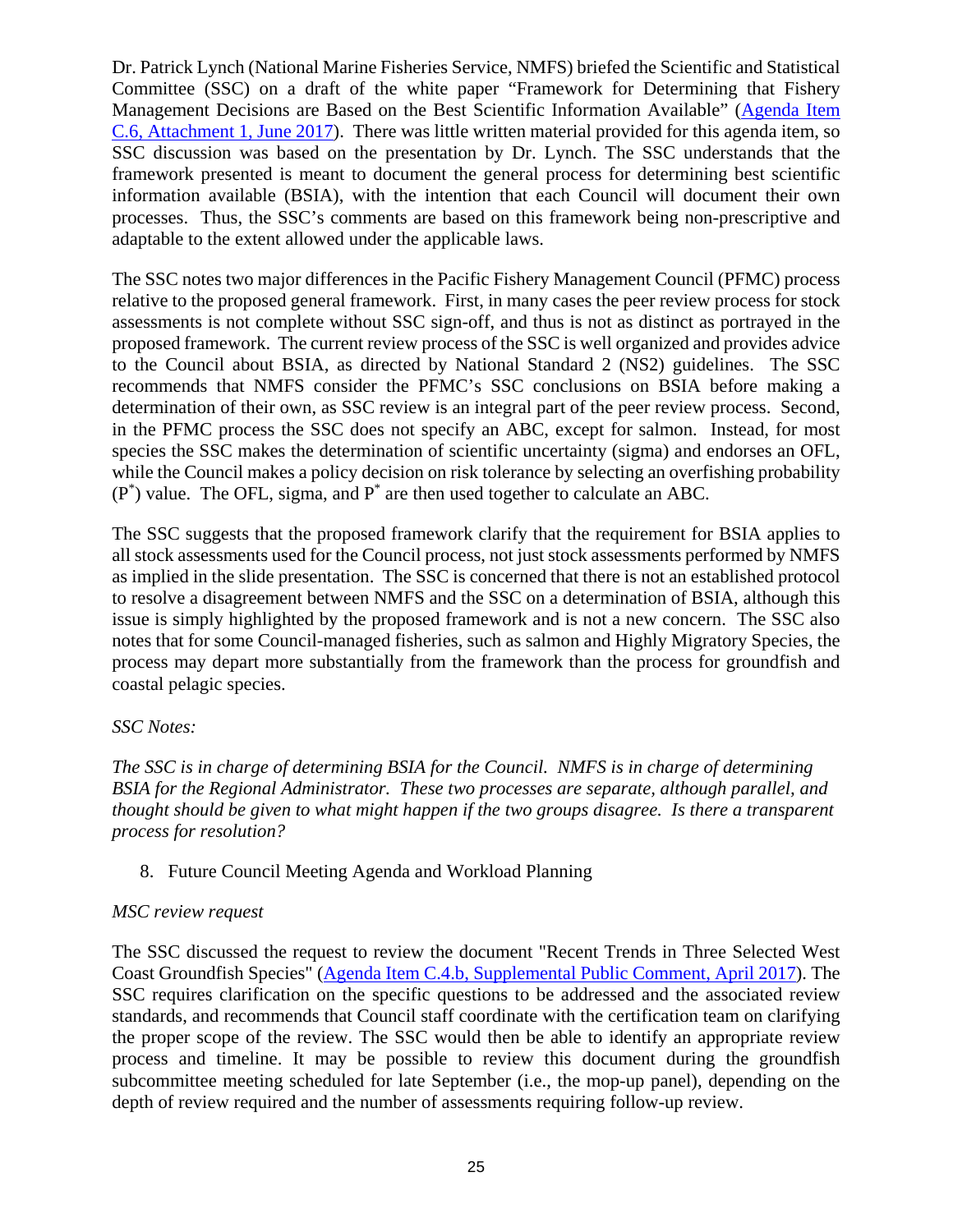Dr. Patrick Lynch (National Marine Fisheries Service, NMFS) briefed the Scientific and Statistical Committee (SSC) on a draft of the white paper "Framework for Determining that Fishery Management Decisions are Based on the Best Scientific Information Available" (Agenda Item C.6, Attachment 1, June 2017). There was little written material provided for this agenda item, so SSC discussion was based on the presentation by Dr. Lynch. The SSC understands that the framework presented is meant to document the general process for determining best scientific information available (BSIA), with the intention that each Council will document their own processes. Thus, the SSC's comments are based on this framework being non-prescriptive and adaptable to the extent allowed under the applicable laws.

The SSC notes two major differences in the Pacific Fishery Management Council (PFMC) process relative to the proposed general framework. First, in many cases the peer review process for stock assessments is not complete without SSC sign-off, and thus is not as distinct as portrayed in the proposed framework. The current review process of the SSC is well organized and provides advice to the Council about BSIA, as directed by National Standard 2 (NS2) guidelines. The SSC recommends that NMFS consider the PFMC's SSC conclusions on BSIA before making a determination of their own, as SSC review is an integral part of the peer review process. Second, in the PFMC process the SSC does not specify an ABC, except for salmon. Instead, for most species the SSC makes the determination of scientific uncertainty (sigma) and endorses an OFL, while the Council makes a policy decision on risk tolerance by selecting an overfishing probability ($P^*$) value. The OFL, sigma, and $P^*$ are then used together to calculate an ABC.

The SSC suggests that the proposed framework clarify that the requirement for BSIA applies to all stock assessments used for the Council process, not just stock assessments performed by NMFS as implied in the slide presentation. The SSC is concerned that there is not an established protocol to resolve a disagreement between NMFS and the SSC on a determination of BSIA, although this issue is simply highlighted by the proposed framework and is not a new concern. The SSC also notes that for some Council-managed fisheries, such as salmon and Highly Migratory Species, the process may depart more substantially from the framework than the process for groundfish and coastal pelagic species.

*SSC Notes:*

*The SSC is in charge of determining BSIA for the Council. NMFS is in charge of determining BSIA for the Regional Administrator. These two processes are separate, although parallel, and thought should be given to what might happen if the two groups disagree. Is there a transparent process for resolution?*

8. Future Council Meeting Agenda and Workload Planning

*MSC review request*

The SSC discussed the request to review the document "Recent Trends in Three Selected West Coast Groundfish Species" (Agenda Item C.4.b, Supplemental Public Comment, April 2017). The SSC requires clarification on the specific questions to be addressed and the associated review standards, and recommends that Council staff coordinate with the certification team on clarifying the proper scope of the review. The SSC would then be able to identify an appropriate review process and timeline. It may be possible to review this document during the groundfish subcommittee meeting scheduled for late September (i.e., the mop-up panel), depending on the depth of review required and the number of assessments requiring follow-up review.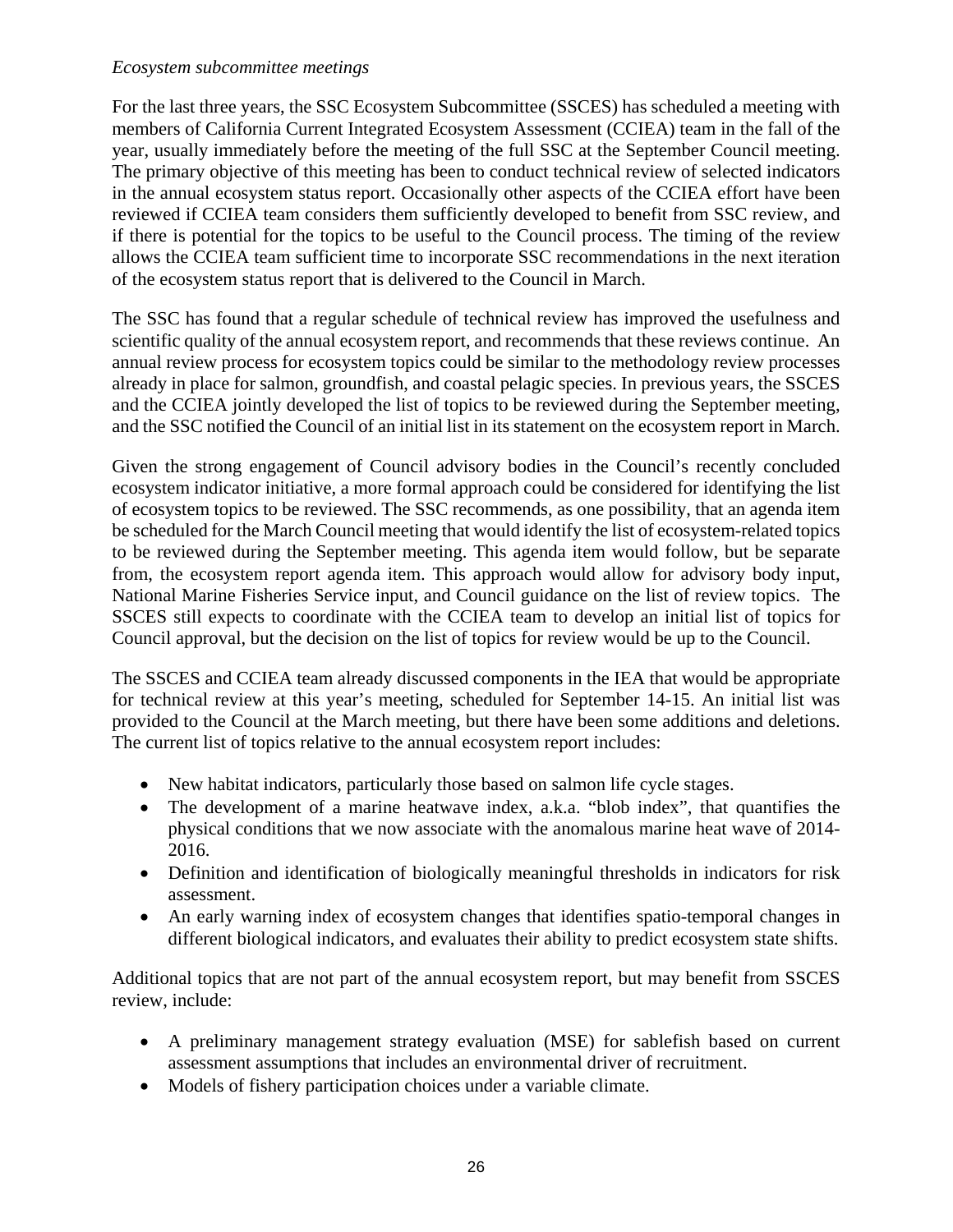*Ecosystem subcommittee meetings*

For the last three years, the SSC Ecosystem Subcommittee (SSCES) has scheduled a meeting with members of California Current Integrated Ecosystem Assessment (CCIEA) team in the fall of the year, usually immediately before the meeting of the full SSC at the September Council meeting. The primary objective of this meeting has been to conduct technical review of selected indicators in the annual ecosystem status report. Occasionally other aspects of the CCIEA effort have been reviewed if CCIEA team considers them sufficiently developed to benefit from SSC review, and if there is potential for the topics to be useful to the Council process. The timing of the review allows the CCIEA team sufficient time to incorporate SSC recommendations in the next iteration of the ecosystem status report that is delivered to the Council in March.

The SSC has found that a regular schedule of technical review has improved the usefulness and scientific quality of the annual ecosystem report, and recommends that these reviews continue. An annual review process for ecosystem topics could be similar to the methodology review processes already in place for salmon, groundfish, and coastal pelagic species. In previous years, the SSCES and the CCIEA jointly developed the list of topics to be reviewed during the September meeting, and the SSC notified the Council of an initial list in its statement on the ecosystem report in March.

Given the strong engagement of Council advisory bodies in the Council's recently concluded ecosystem indicator initiative, a more formal approach could be considered for identifying the list of ecosystem topics to be reviewed. The SSC recommends, as one possibility, that an agenda item be scheduled for the March Council meeting that would identify the list of ecosystem-related topics to be reviewed during the September meeting. This agenda item would follow, but be separate from, the ecosystem report agenda item. This approach would allow for advisory body input, National Marine Fisheries Service input, and Council guidance on the list of review topics. The SSCES still expects to coordinate with the CCIEA team to develop an initial list of topics for Council approval, but the decision on the list of topics for review would be up to the Council.

The SSCES and CCIEA team already discussed components in the IEA that would be appropriate for technical review at this year's meeting, scheduled for September 14-15. An initial list was provided to the Council at the March meeting, but there have been some additions and deletions. The current list of topics relative to the annual ecosystem report includes:

- New habitat indicators, particularly those based on salmon life cycle stages.
- The development of a marine heatwave index, a.k.a. "blob index", that quantifies the physical conditions that we now associate with the anomalous marine heat wave of 2014-2016.
- Definition and identification of biologically meaningful thresholds in indicators for risk assessment.
- An early warning index of ecosystem changes that identifies spatio-temporal changes in different biological indicators, and evaluates their ability to predict ecosystem state shifts.

Additional topics that are not part of the annual ecosystem report, but may benefit from SSCES review, include:

- A preliminary management strategy evaluation (MSE) for sablefish based on current assessment assumptions that includes an environmental driver of recruitment.
- Models of fishery participation choices under a variable climate.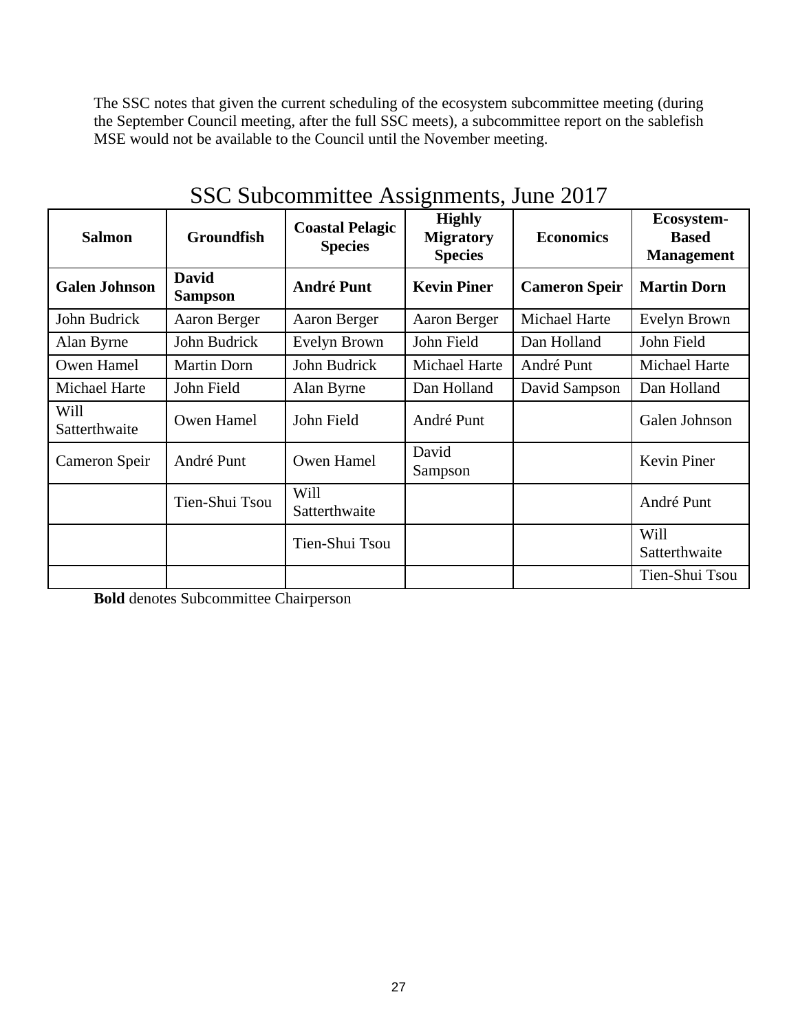The SSC notes that given the current scheduling of the ecosystem subcommittee meeting (during the September Council meeting, after the full SSC meets), a subcommittee report on the sablefish MSE would not be available to the Council until the November meeting.

## SSC Subcommittee Assignments, June 2017

| Salmon | Groundfish | Coastal Pelagic Species | Highly Migratory Species | Economics | Ecosystem-Based Management |
|---|---|---|---|---|---|
| **Galen Johnson** | **David Sampson** | **André Punt** | **Kevin Piner** | **Cameron Speir** | **Martin Dorn** |
| John Budrick | Aaron Berger | Aaron Berger | Aaron Berger | Michael Harte | Evelyn Brown |
| Alan Byrne | John Budrick | Evelyn Brown | John Field | Dan Holland | John Field |
| Owen Hamel | Martin Dorn | John Budrick | Michael Harte | André Punt | Michael Harte |
| Michael Harte | John Field | Alan Byrne | Dan Holland | David Sampson | Dan Holland |
| Will Satterthwaite | Owen Hamel | John Field | André Punt | | Galen Johnson |
| Cameron Speir | André Punt | Owen Hamel | David Sampson | | Kevin Piner |
| | Tien-Shui Tsou | Will Satterthwaite | | | André Punt |
| | | Tien-Shui Tsou | | | Will Satterthwaite |
| | | | | | Tien-Shui Tsou |

**Bold** denotes Subcommittee Chairperson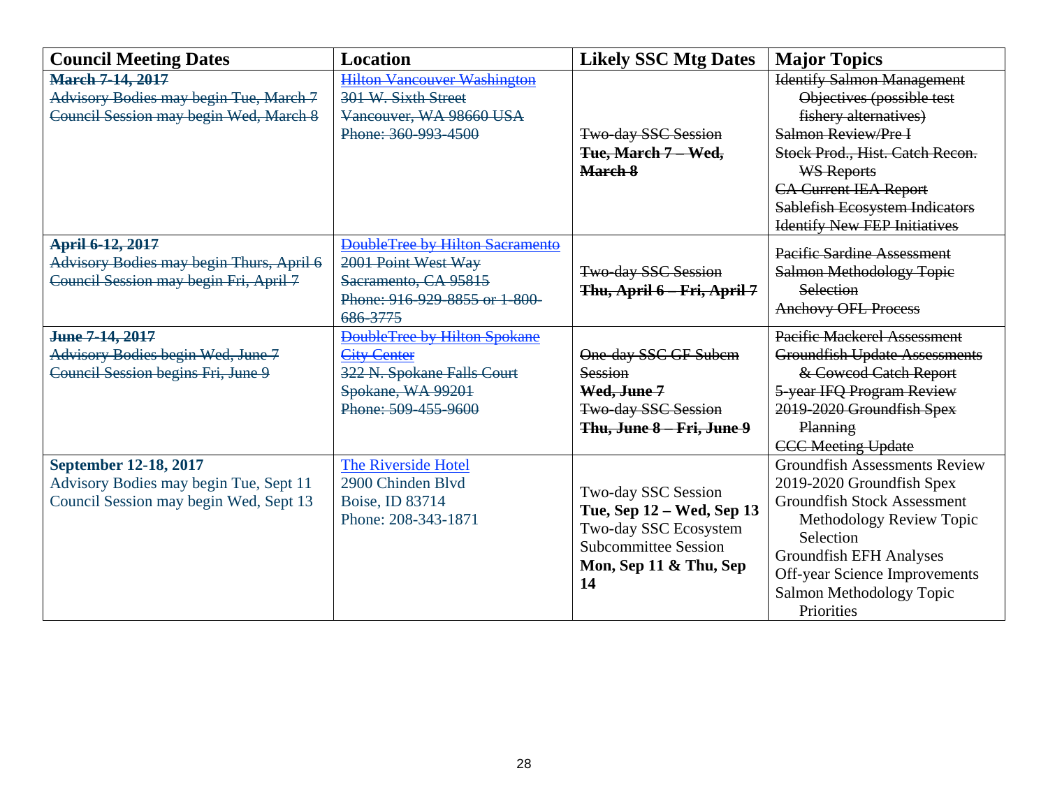| Council Meeting Dates | Location | Likely SSC Mtg Dates | Major Topics |
|---|---|---|---|
| ~~**March 7-14, 2017**~~<br>~~Advisory Bodies may begin Tue, March 7~~<br>~~Council Session may begin Wed, March 8~~ | ~~Hilton Vancouver Washington~~<br>~~301 W. Sixth Street~~<br>~~Vancouver, WA 98660 USA~~<br>~~Phone: 360-993-4500~~ | ~~Two-day SSC Session~~<br>~~**Tue, March 7 – Wed, March 8**~~ | ~~Identify Salmon Management Objectives (possible test fishery alternatives)~~<br>~~Salmon Review/Pre I~~<br>~~Stock Prod., Hist. Catch Recon. WS Reports~~<br>~~CA Current IEA Report~~<br>~~Sablefish Ecosystem Indicators~~<br>~~Identify New FEP Initiatives~~ |
| ~~**April 6-12, 2017**~~<br>~~Advisory Bodies may begin Thurs, April 6~~<br>~~Council Session may begin Fri, April 7~~ | ~~DoubleTree by Hilton Sacramento~~<br>~~2001 Point West Way~~<br>~~Sacramento, CA 95815~~<br>~~Phone: 916-929-8855 or 1-800-686-3775~~ | ~~Two-day SSC Session~~<br>~~**Thu, April 6 – Fri, April 7**~~ | ~~Pacific Sardine Assessment~~<br>~~Salmon Methodology Topic Selection~~<br>~~Anchovy OFL Process~~ |
| ~~**June 7-14, 2017**~~<br>~~Advisory Bodies begin Wed, June 7~~<br>~~Council Session begins Fri, June 9~~ | ~~DoubleTree by Hilton Spokane City Center~~<br>~~322 N. Spokane Falls Court~~<br>~~Spokane, WA 99201~~<br>~~Phone: 509-455-9600~~ | ~~One-day SSC GF Subcm Session~~<br>~~**Wed, June 7**~~<br>~~Two-day SSC Session~~<br>~~**Thu, June 8 – Fri, June 9**~~ | ~~Pacific Mackerel Assessment~~<br>~~Groundfish Update Assessments & Cowcod Catch Report~~<br>~~5-year IFQ Program Review~~<br>~~2019-2020 Groundfish Spex Planning~~<br>~~CCC Meeting Update~~ |
| **September 12-18, 2017**<br>Advisory Bodies may begin Tue, Sept 11<br>Council Session may begin Wed, Sept 13 | The Riverside Hotel<br>2900 Chinden Blvd<br>Boise, ID 83714<br>Phone: 208-343-1871 | Two-day SSC Session<br>**Tue, Sep 12 – Wed, Sep 13**<br>Two-day SSC Ecosystem Subcommittee Session<br>**Mon, Sep 11 & Thu, Sep 14** | Groundfish Assessments Review<br>2019-2020 Groundfish Spex<br>Groundfish Stock Assessment Methodology Review Topic Selection<br>Groundfish EFH Analyses<br>Off-year Science Improvements<br>Salmon Methodology Topic Priorities |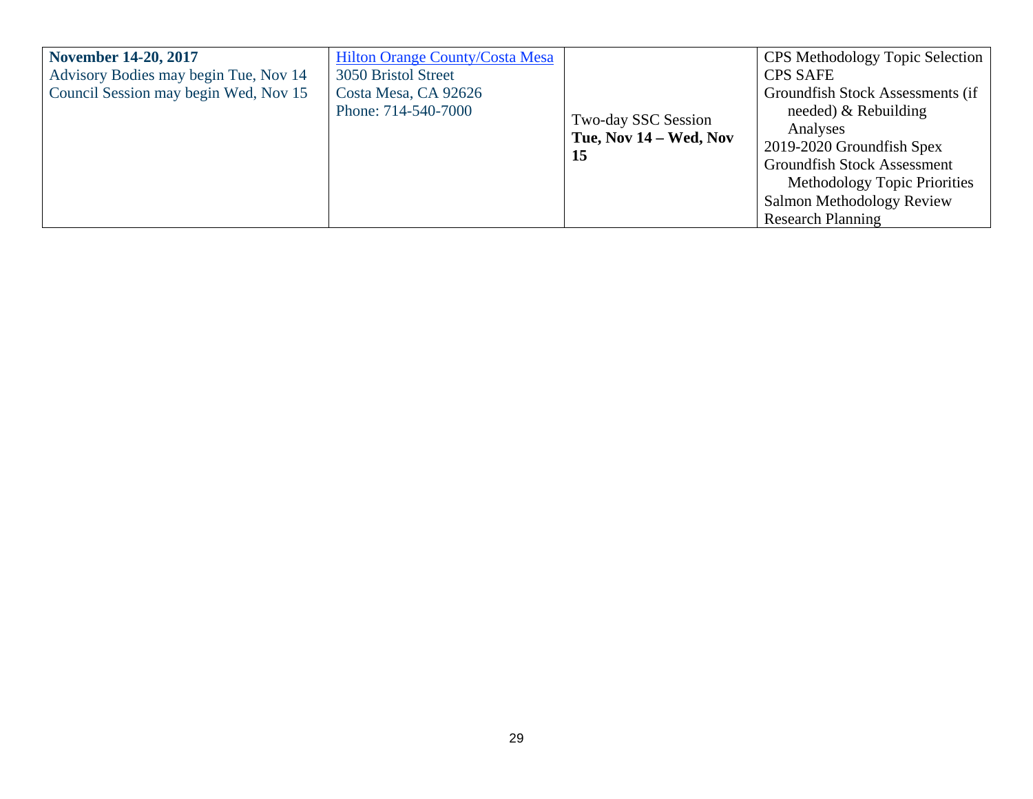| | | | |
|---|---|---|---|
| **November 14-20, 2017**<br>Advisory Bodies may begin Tue, Nov 14<br>Council Session may begin Wed, Nov 15 | [Hilton Orange County/Costa Mesa]()<br>3050 Bristol Street<br>Costa Mesa, CA 92626<br>Phone: 714-540-7000 | Two-day SSC Session<br>**Tue, Nov 14 – Wed, Nov 15** | CPS Methodology Topic Selection<br>CPS SAFE<br>Groundfish Stock Assessments (if needed) & Rebuilding Analyses<br>2019-2020 Groundfish Spex<br>Groundfish Stock Assessment Methodology Topic Priorities<br>Salmon Methodology Review<br>Research Planning |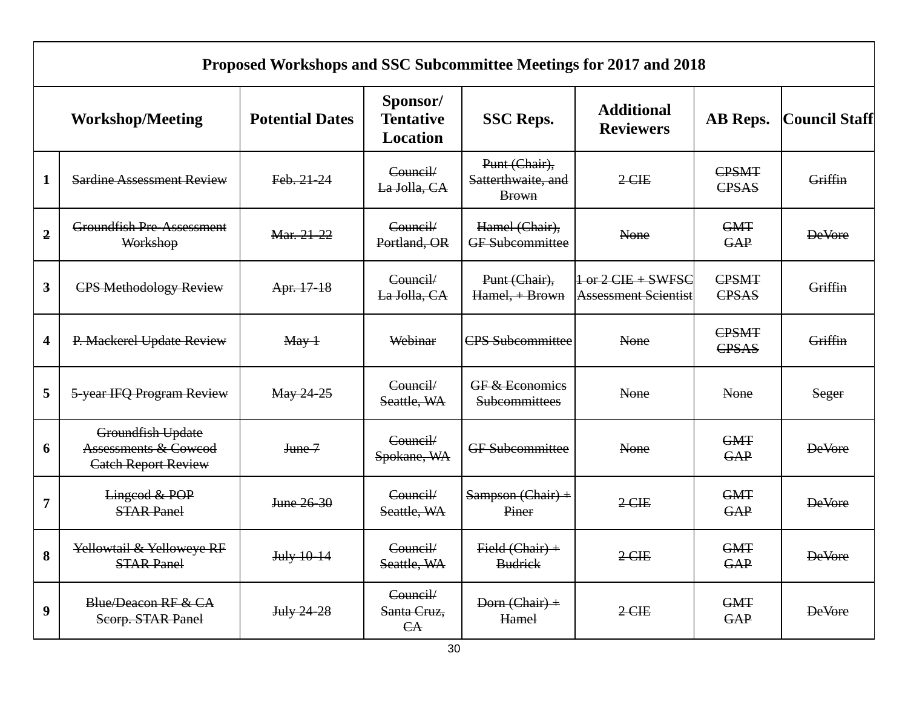| Proposed Workshops and SSC Subcommittee Meetings for 2017 and 2018 | | | | | | | |
|---|---|---|---|---|---|---|---|
| Workshop/Meeting | | Potential Dates | Sponsor/ Tentative Location | SSC Reps. | Additional Reviewers | AB Reps. | Council Staff |
| 1 | ~~Sardine Assessment Review~~ | ~~Feb. 21-24~~ | ~~Council/ La Jolla, CA~~ | ~~Punt (Chair), Satterthwaite, and Brown~~ | ~~2 CIE~~ | ~~CPSMT CPSAS~~ | ~~Griffin~~ |
| ~~2~~ | ~~Groundfish Pre-Assessment Workshop~~ | ~~Mar. 21-22~~ | ~~Council/ Portland, OR~~ | ~~Hamel (Chair), GF Subcommittee~~ | ~~None~~ | ~~GMT GAP~~ | ~~DeVore~~ |
| ~~3~~ | ~~CPS Methodology Review~~ | ~~Apr. 17-18~~ | ~~Council/ La Jolla, CA~~ | ~~Punt (Chair), Hamel, + Brown~~ | ~~1 or 2 CIE + SWFSC Assessment Scientist~~ | ~~CPSMT CPSAS~~ | ~~Griffin~~ |
| 4 | ~~P. Mackerel Update Review~~ | ~~May 1~~ | ~~Webinar~~ | ~~CPS Subcommittee~~ | ~~None~~ | ~~CPSMT CPSAS~~ | ~~Griffin~~ |
| 5 | ~~5-year IFQ Program Review~~ | ~~May 24-25~~ | ~~Council/ Seattle, WA~~ | ~~GF & Economics Subcommittees~~ | ~~None~~ | ~~None~~ | ~~Seger~~ |
| 6 | ~~Groundfish Update Assessments & Cowcod Catch Report Review~~ | ~~June 7~~ | ~~Council/ Spokane, WA~~ | ~~GF Subcommittee~~ | ~~None~~ | ~~GMT GAP~~ | ~~DeVore~~ |
| 7 | ~~Lingcod & POP STAR Panel~~ | ~~June 26-30~~ | ~~Council/ Seattle, WA~~ | ~~Sampson (Chair) + Piner~~ | ~~2 CIE~~ | ~~GMT GAP~~ | ~~DeVore~~ |
| 8 | ~~Yellowtail & Yelloweye RF STAR Panel~~ | ~~July 10-14~~ | ~~Council/ Seattle, WA~~ | ~~Field (Chair) + Budrick~~ | ~~2 CIE~~ | ~~GMT GAP~~ | ~~DeVore~~ |
| 9 | ~~Blue/Deacon RF & CA Scorp. STAR Panel~~ | ~~July 24-28~~ | ~~Council/ Santa Cruz, CA~~ | ~~Dorn (Chair) + Hamel~~ | ~~2 CIE~~ | ~~GMT GAP~~ | ~~DeVore~~ |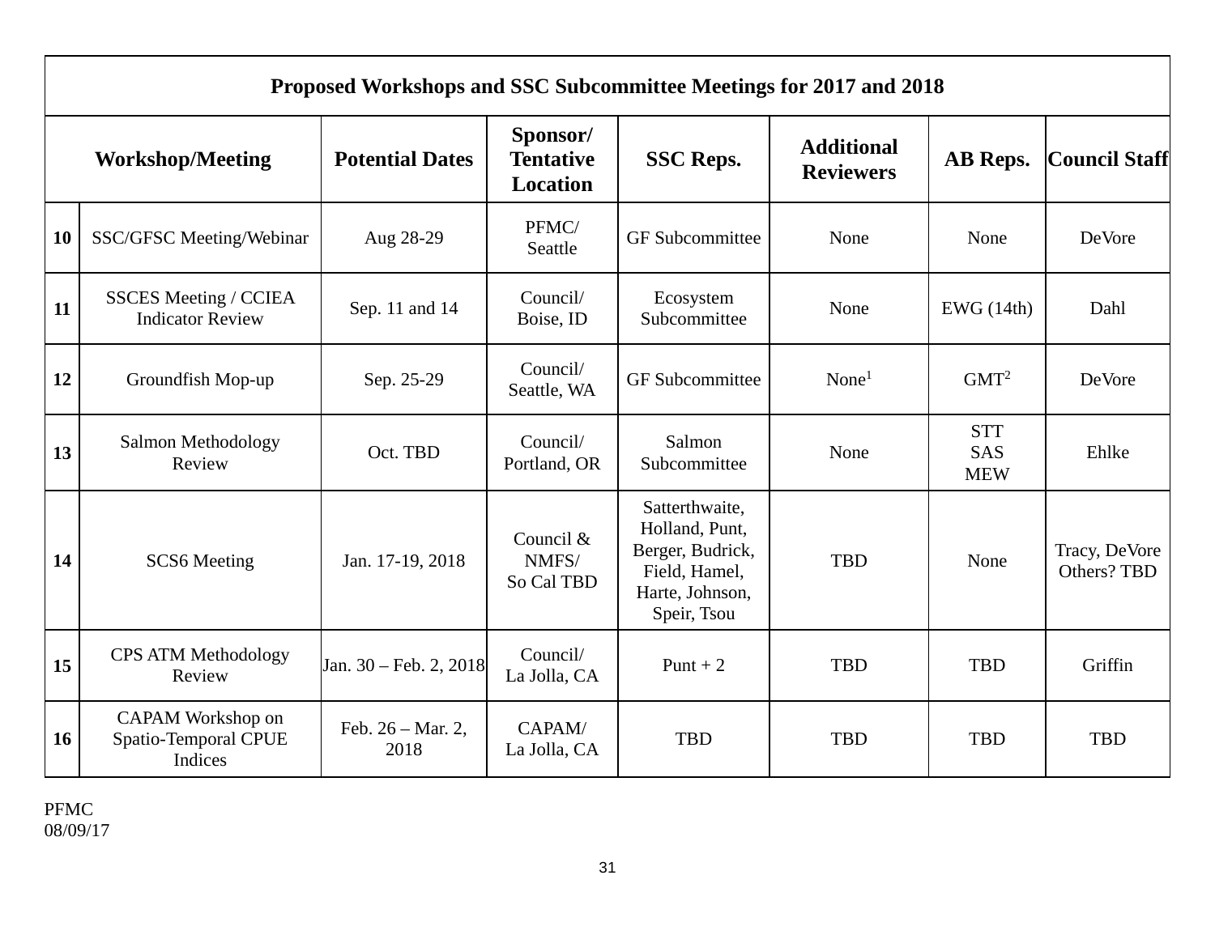| Proposed Workshops and SSC Subcommittee Meetings for 2017 and 2018 | | | | | | | |
|---|---|---|---|---|---|---|---|
| Workshop/Meeting | | Potential Dates | Sponsor/ Tentative Location | SSC Reps. | Additional Reviewers | AB Reps. | Council Staff |
| **10** | SSC/GFSC Meeting/Webinar | Aug 28-29 | PFMC/ Seattle | GF Subcommittee | None | None | DeVore |
| **11** | SSCES Meeting / CCIEA Indicator Review | Sep. 11 and 14 | Council/ Boise, ID | Ecosystem Subcommittee | None | EWG (14th) | Dahl |
| **12** | Groundfish Mop-up | Sep. 25-29 | Council/ Seattle, WA | GF Subcommittee | None[1] | GMT[2] | DeVore |
| **13** | Salmon Methodology Review | Oct. TBD | Council/ Portland, OR | Salmon Subcommittee | None | STT SAS MEW | Ehlke |
| **14** | SCS6 Meeting | Jan. 17-19, 2018 | Council & NMFS/ So Cal TBD | Satterthwaite, Holland, Punt, Berger, Budrick, Field, Hamel, Harte, Johnson, Speir, Tsou | TBD | None | Tracy, DeVore Others? TBD |
| **15** | CPS ATM Methodology Review | Jan. 30 – Feb. 2, 2018 | Council/ La Jolla, CA | Punt + 2 | TBD | TBD | Griffin |
| **16** | CAPAM Workshop on Spatio-Temporal CPUE Indices | Feb. 26 – Mar. 2, 2018 | CAPAM/ La Jolla, CA | TBD | TBD | TBD | TBD |

PFMC
08/09/17